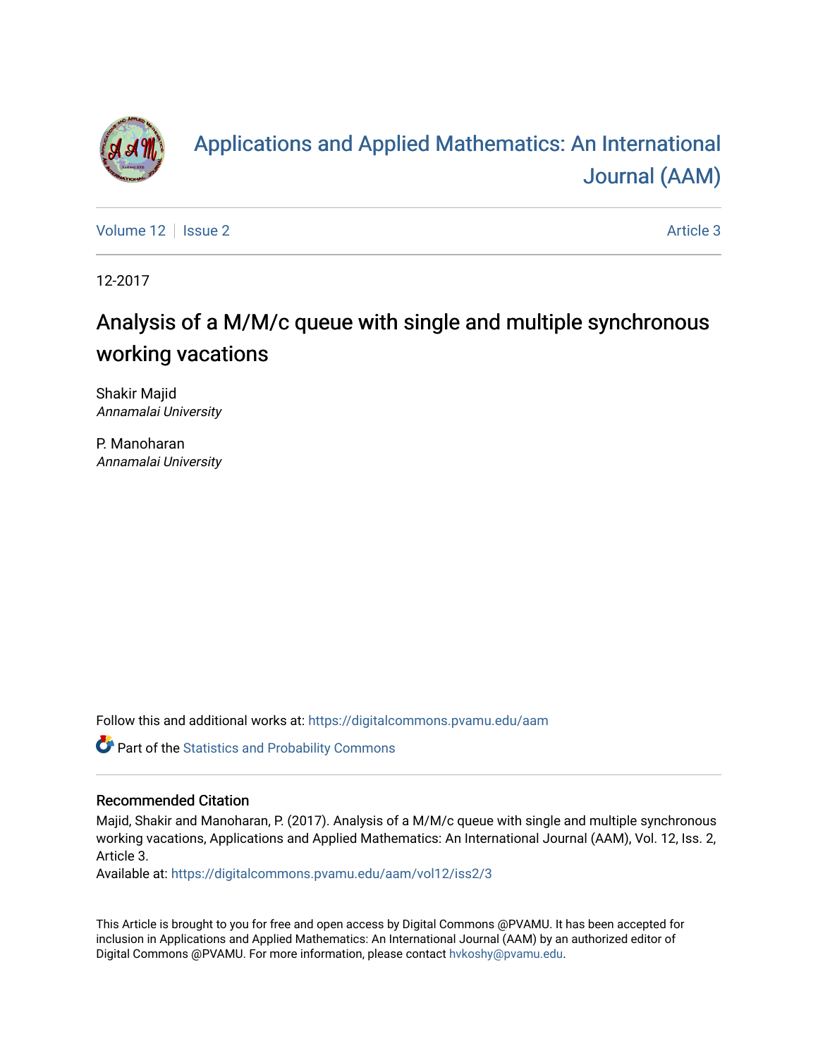# Applications and Applied Mathematics: An International Journal (AAM)

Volume 12 | Issue 2 | Article 3

12-2017

## Analysis of a M/M/c queue with single and multiple synchronous working vacations

Shakir Majid
*Annamalai University*

P. Manoharan
*Annamalai University*

Follow this and additional works at: https://digitalcommons.pvamu.edu/aam

Part of the Statistics and Probability Commons

### Recommended Citation

Majid, Shakir and Manoharan, P. (2017). Analysis of a M/M/c queue with single and multiple synchronous working vacations, Applications and Applied Mathematics: An International Journal (AAM), Vol. 12, Iss. 2, Article 3.

Available at: https://digitalcommons.pvamu.edu/aam/vol12/iss2/3

This Article is brought to you for free and open access by Digital Commons @PVAMU. It has been accepted for inclusion in Applications and Applied Mathematics: An International Journal (AAM) by an authorized editor of Digital Commons @PVAMU. For more information, please contact hvkoshy@pvamu.edu.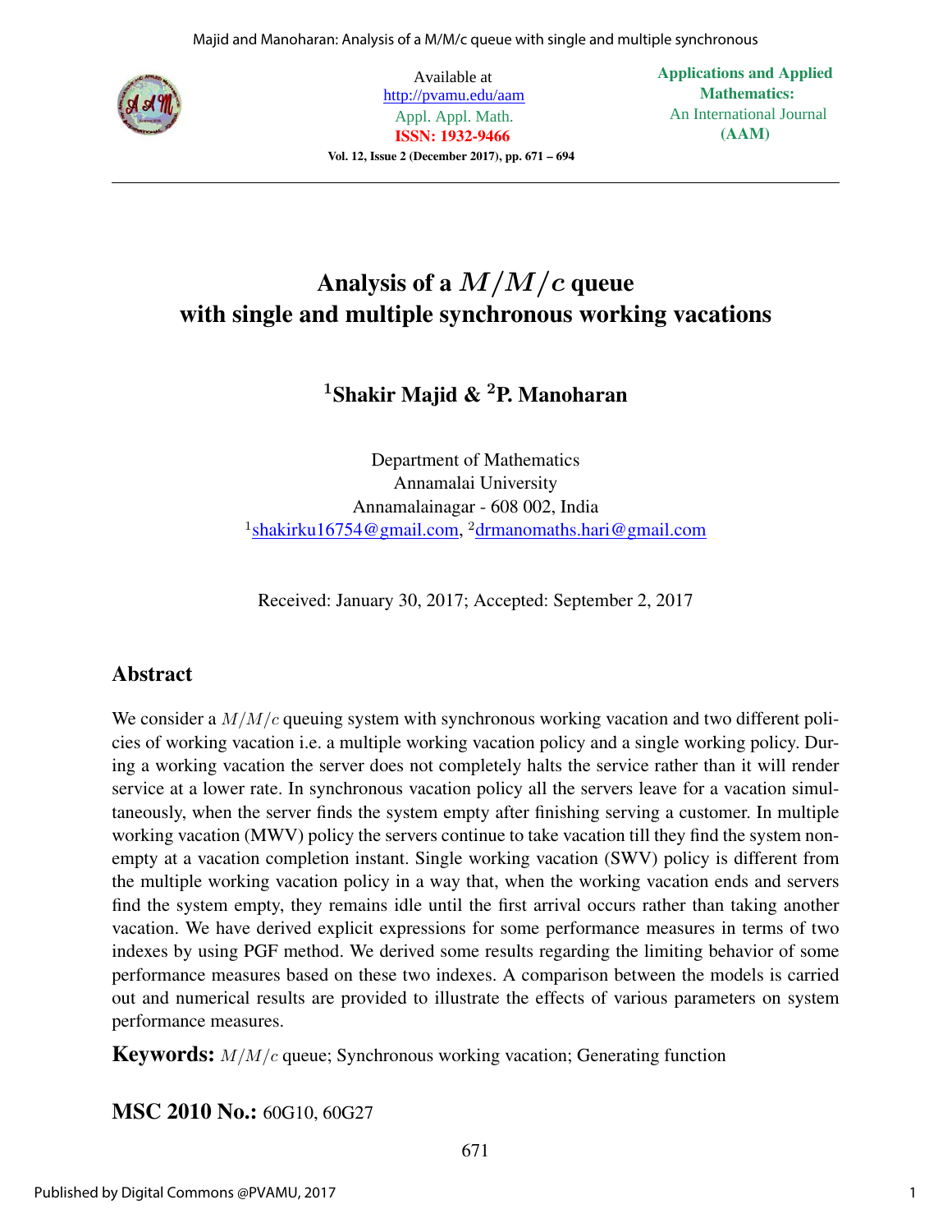Available at
http://pvamu.edu/aam
Appl. Appl. Math.
ISSN: 1932-9466

**Applications and Applied Mathematics:**
An International Journal
**(AAM)**

# Analysis of a $M/M/c$ queue with single and multiple synchronous working vacations

**[1]Shakir Majid & [2]P. Manoharan**

Department of Mathematics
Annamalai University
Annamalainagar - 608 002, India
[1]shakirku16754@gmail.com, [2]drmanomaths.hari@gmail.com

Received: January 30, 2017; Accepted: September 2, 2017

## Abstract

We consider a $M/M/c$ queuing system with synchronous working vacation and two different policies of working vacation i.e. a multiple working vacation policy and a single working policy. During a working vacation the server does not completely halts the service rather than it will render service at a lower rate. In synchronous vacation policy all the servers leave for a vacation simultaneously, when the server finds the system empty after finishing serving a customer. In multiple working vacation (MWV) policy the servers continue to take vacation till they find the system non-empty at a vacation completion instant. Single working vacation (SWV) policy is different from the multiple working vacation policy in a way that, when the working vacation ends and servers find the system empty, they remains idle until the first arrival occurs rather than taking another vacation. We have derived explicit expressions for some performance measures in terms of two indexes by using PGF method. We derived some results regarding the limiting behavior of some performance measures based on these two indexes. A comparison between the models is carried out and numerical results are provided to illustrate the effects of various parameters on system performance measures.

**Keywords:** $M/M/c$ queue; Synchronous working vacation; Generating function

**MSC 2010 No.:** 60G10, 60G27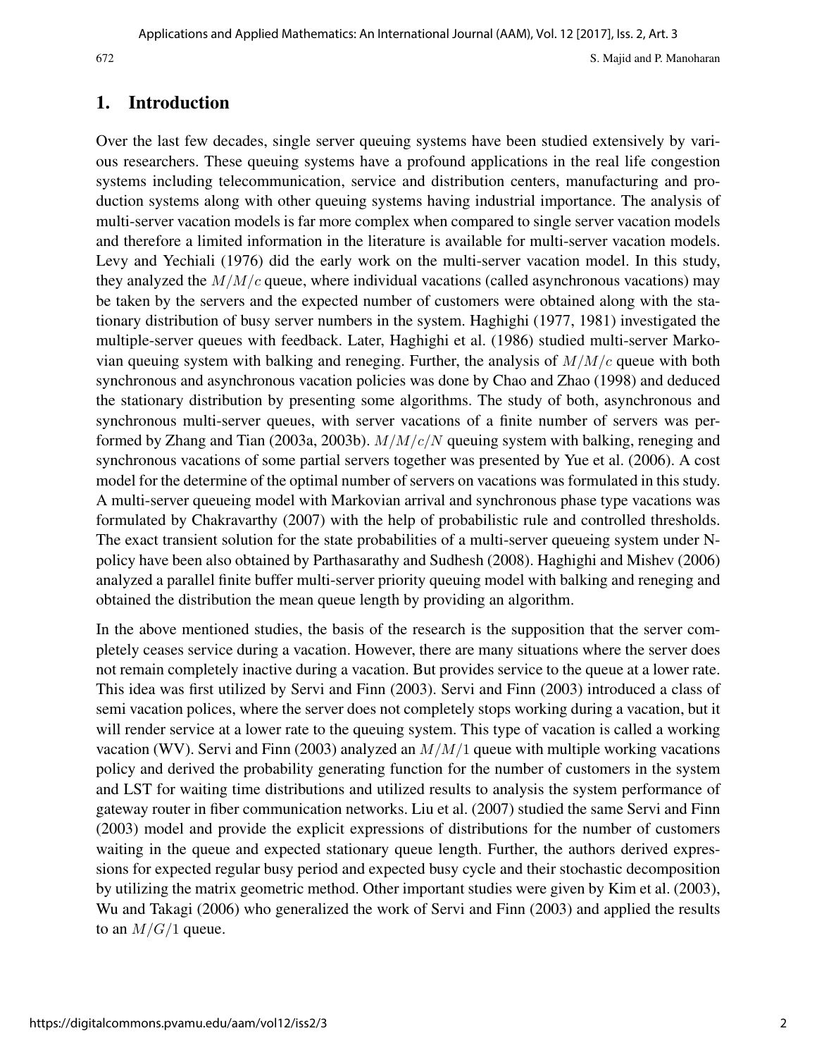## 1. Introduction

Over the last few decades, single server queuing systems have been studied extensively by various researchers. These queuing systems have a profound applications in the real life congestion systems including telecommunication, service and distribution centers, manufacturing and production systems along with other queuing systems having industrial importance. The analysis of multi-server vacation models is far more complex when compared to single server vacation models and therefore a limited information in the literature is available for multi-server vacation models. Levy and Yechiali (1976) did the early work on the multi-server vacation model. In this study, they analyzed the $M/M/c$ queue, where individual vacations (called asynchronous vacations) may be taken by the servers and the expected number of customers were obtained along with the stationary distribution of busy server numbers in the system. Haghighi (1977, 1981) investigated the multiple-server queues with feedback. Later, Haghighi et al. (1986) studied multi-server Markovian queuing system with balking and reneging. Further, the analysis of $M/M/c$ queue with both synchronous and asynchronous vacation policies was done by Chao and Zhao (1998) and deduced the stationary distribution by presenting some algorithms. The study of both, asynchronous and synchronous multi-server queues, with server vacations of a finite number of servers was performed by Zhang and Tian (2003a, 2003b). $M/M/c/N$ queuing system with balking, reneging and synchronous vacations of some partial servers together was presented by Yue et al. (2006). A cost model for the determine of the optimal number of servers on vacations was formulated in this study. A multi-server queueing model with Markovian arrival and synchronous phase type vacations was formulated by Chakravarthy (2007) with the help of probabilistic rule and controlled thresholds. The exact transient solution for the state probabilities of a multi-server queueing system under N-policy have been also obtained by Parthasarathy and Sudhesh (2008). Haghighi and Mishev (2006) analyzed a parallel finite buffer multi-server priority queuing model with balking and reneging and obtained the distribution the mean queue length by providing an algorithm.

In the above mentioned studies, the basis of the research is the supposition that the server completely ceases service during a vacation. However, there are many situations where the server does not remain completely inactive during a vacation. But provides service to the queue at a lower rate. This idea was first utilized by Servi and Finn (2003). Servi and Finn (2003) introduced a class of semi vacation polices, where the server does not completely stops working during a vacation, but it will render service at a lower rate to the queuing system. This type of vacation is called a working vacation (WV). Servi and Finn (2003) analyzed an $M/M/1$ queue with multiple working vacations policy and derived the probability generating function for the number of customers in the system and LST for waiting time distributions and utilized results to analysis the system performance of gateway router in fiber communication networks. Liu et al. (2007) studied the same Servi and Finn (2003) model and provide the explicit expressions of distributions for the number of customers waiting in the queue and expected stationary queue length. Further, the authors derived expressions for expected regular busy period and expected busy cycle and their stochastic decomposition by utilizing the matrix geometric method. Other important studies were given by Kim et al. (2003), Wu and Takagi (2006) who generalized the work of Servi and Finn (2003) and applied the results to an $M/G/1$ queue.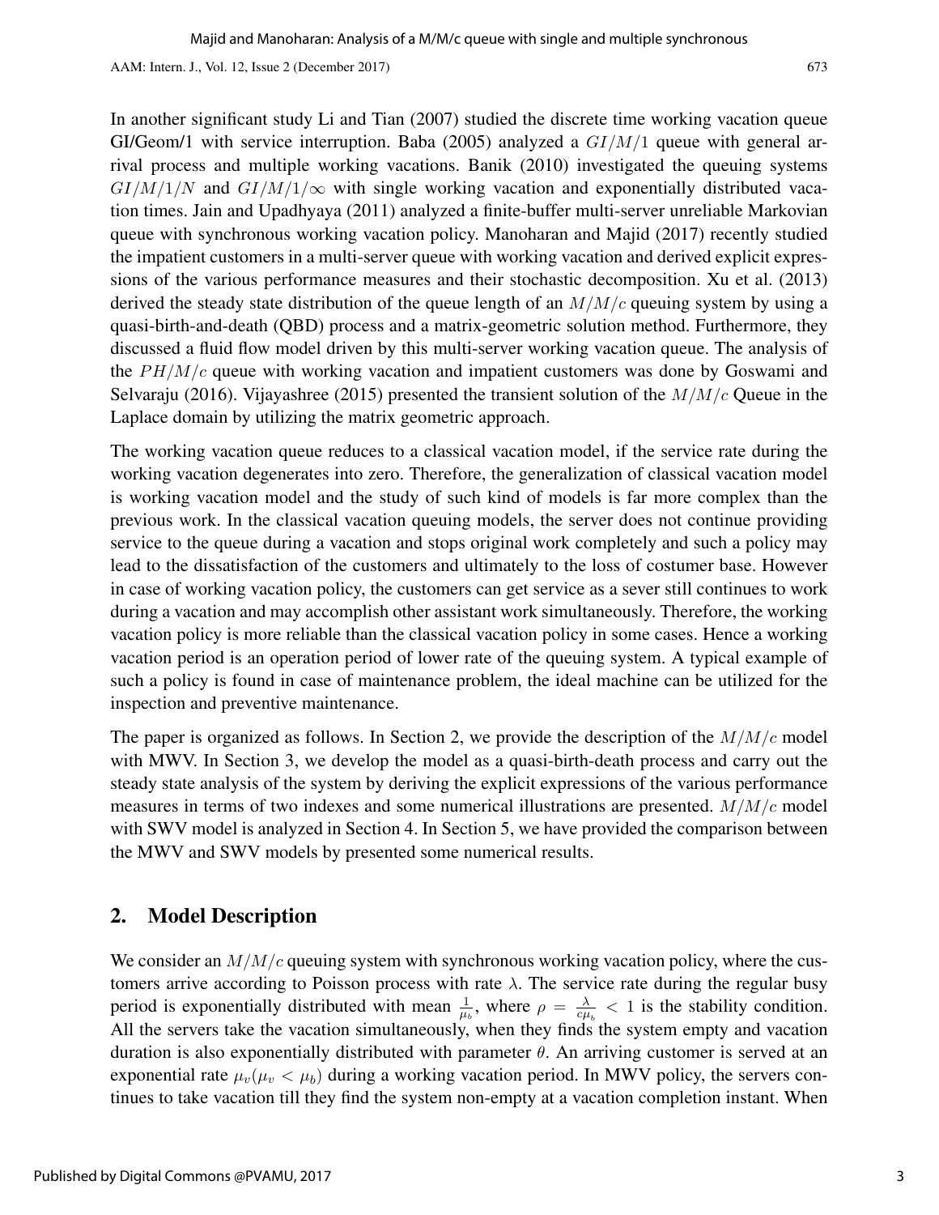In another significant study Li and Tian (2007) studied the discrete time working vacation queue GI/Geom/1 with service interruption. Baba (2005) analyzed a $GI/M/1$ queue with general arrival process and multiple working vacations. Banik (2010) investigated the queuing systems $GI/M/1/N$ and $GI/M/1/\infty$ with single working vacation and exponentially distributed vacation times. Jain and Upadhyaya (2011) analyzed a finite-buffer multi-server unreliable Markovian queue with synchronous working vacation policy. Manoharan and Majid (2017) recently studied the impatient customers in a multi-server queue with working vacation and derived explicit expressions of the various performance measures and their stochastic decomposition. Xu et al. (2013) derived the steady state distribution of the queue length of an $M/M/c$ queuing system by using a quasi-birth-and-death (QBD) process and a matrix-geometric solution method. Furthermore, they discussed a fluid flow model driven by this multi-server working vacation queue. The analysis of the $PH/M/c$ queue with working vacation and impatient customers was done by Goswami and Selvaraju (2016). Vijayashree (2015) presented the transient solution of the $M/M/c$ Queue in the Laplace domain by utilizing the matrix geometric approach.

The working vacation queue reduces to a classical vacation model, if the service rate during the working vacation degenerates into zero. Therefore, the generalization of classical vacation model is working vacation model and the study of such kind of models is far more complex than the previous work. In the classical vacation queuing models, the server does not continue providing service to the queue during a vacation and stops original work completely and such a policy may lead to the dissatisfaction of the customers and ultimately to the loss of costumer base. However in case of working vacation policy, the customers can get service as a sever still continues to work during a vacation and may accomplish other assistant work simultaneously. Therefore, the working vacation policy is more reliable than the classical vacation policy in some cases. Hence a working vacation period is an operation period of lower rate of the queuing system. A typical example of such a policy is found in case of maintenance problem, the ideal machine can be utilized for the inspection and preventive maintenance.

The paper is organized as follows. In Section 2, we provide the description of the $M/M/c$ model with MWV. In Section 3, we develop the model as a quasi-birth-death process and carry out the steady state analysis of the system by deriving the explicit expressions of the various performance measures in terms of two indexes and some numerical illustrations are presented. $M/M/c$ model with SWV model is analyzed in Section 4. In Section 5, we have provided the comparison between the MWV and SWV models by presented some numerical results.

## 2. Model Description

We consider an $M/M/c$ queuing system with synchronous working vacation policy, where the customers arrive according to Poisson process with rate $\lambda$. The service rate during the regular busy period is exponentially distributed with mean $\frac{1}{\mu_b}$, where $\rho = \frac{\lambda}{c\mu_b} < 1$ is the stability condition. All the servers take the vacation simultaneously, when they finds the system empty and vacation duration is also exponentially distributed with parameter $\theta$. An arriving customer is served at an exponential rate $\mu_v(\mu_v < \mu_b)$ during a working vacation period. In MWV policy, the servers continues to take vacation till they find the system non-empty at a vacation completion instant. When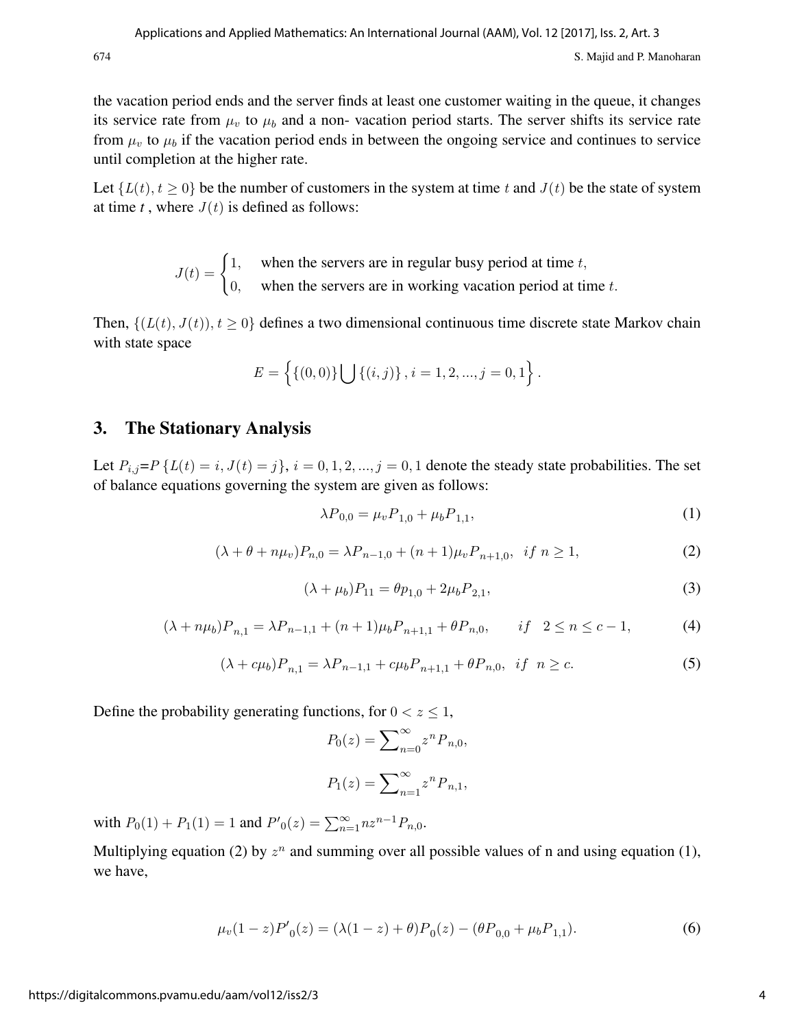the vacation period ends and the server finds at least one customer waiting in the queue, it changes its service rate from $\mu_v$ to $\mu_b$ and a non- vacation period starts. The server shifts its service rate from $\mu_v$ to $\mu_b$ if the vacation period ends in between the ongoing service and continues to service until completion at the higher rate.

Let $\{L(t), t \geq 0\}$ be the number of customers in the system at time $t$ and $J(t)$ be the state of system at time $t$ , where $J(t)$ is defined as follows:

$$J(t) = \begin{cases} 1, & \text{when the servers are in regular busy period at time } t, \\ 0, & \text{when the servers are in working vacation period at time } t. \end{cases}$$

Then, $\{(L(t), J(t)), t \geq 0\}$ defines a two dimensional continuous time discrete state Markov chain with state space

$$E = \left\{ \{(0,0)\} \bigcup \{(i,j)\}, i = 1, 2, ..., j = 0, 1 \right\}.$$

## 3. The Stationary Analysis

Let $P_{i,j}$=$P\{L(t) = i, J(t) = j\}$, $i = 0, 1, 2, ..., j = 0, 1$ denote the steady state probabilities. The set of balance equations governing the system are given as follows:

$$\lambda P_{0,0} = \mu_v P_{1,0} + \mu_b P_{1,1}, \tag{1}$$

$$(\lambda + \theta + n\mu_v) P_{n,0} = \lambda P_{n-1,0} + (n+1)\mu_v P_{n+1,0}, \quad if\ n \geq 1, \tag{2}$$

$$(\lambda + \mu_b) P_{11} = \theta p_{1,0} + 2\mu_b P_{2,1}, \tag{3}$$

$$(\lambda + n\mu_b) P_{n,1} = \lambda P_{n-1,1} + (n+1)\mu_b P_{n+1,1} + \theta P_{n,0}, \qquad if \quad 2 \leq n \leq c-1, \tag{4}$$

$$(\lambda + c\mu_b) P_{n,1} = \lambda P_{n-1,1} + c\mu_b P_{n+1,1} + \theta P_{n,0}, \quad if\ \ n \geq c. \tag{5}$$

Define the probability generating functions, for $0 < z \leq 1$,

$$P_0(z) = \sum\nolimits_{n=0}^{\infty} z^n P_{n,0},$$

$$P_1(z) = \sum\nolimits_{n=1}^{\infty} z^n P_{n,1},$$

with $P_0(1) + P_1(1) = 1$ and $P'_0(z) = \sum_{n=1}^{\infty} n z^{n-1} P_{n,0}$.

Multiplying equation (2) by $z^n$ and summing over all possible values of n and using equation (1), we have,

$$\mu_v (1-z) P'_0(z) = (\lambda(1-z) + \theta) P_0(z) - (\theta P_{0,0} + \mu_b P_{1,1}). \tag{6}$$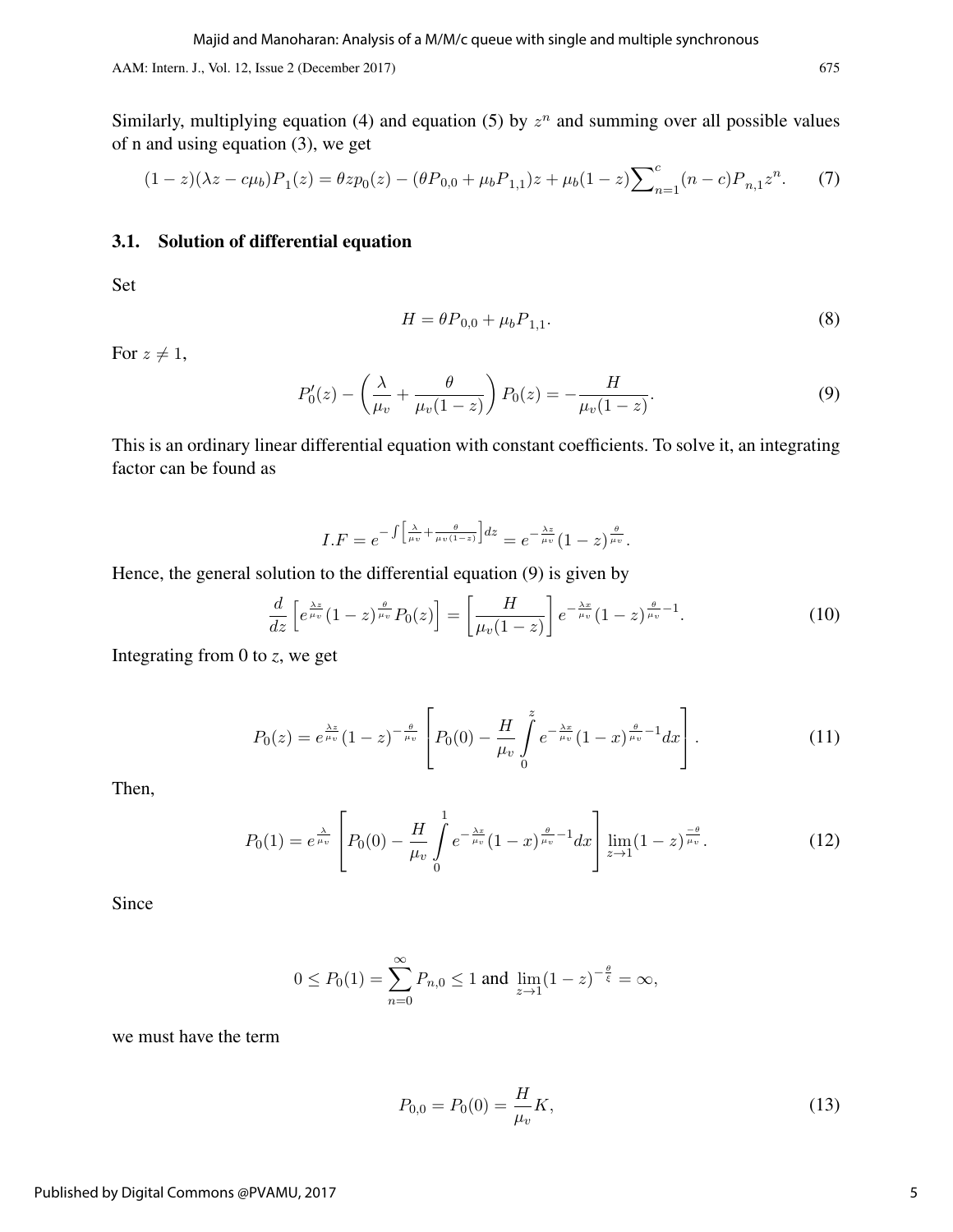Similarly, multiplying equation (4) and equation (5) by $z^n$ and summing over all possible values of n and using equation (3), we get

$$(1-z)(\lambda z - c\mu_b)P_1(z) = \theta z p_0(z) - (\theta P_{0,0} + \mu_b P_{1,1})z + \mu_b(1-z)\sum_{n=1}^{c}(n-c)P_{n,1}z^n. \tag{7}$$

### 3.1. Solution of differential equation

Set

$$H = \theta P_{0,0} + \mu_b P_{1,1}. \tag{8}$$

For $z \neq 1$,

$$P_0'(z) - \left(\frac{\lambda}{\mu_v} + \frac{\theta}{\mu_v(1-z)}\right)P_0(z) = -\frac{H}{\mu_v(1-z)}. \tag{9}$$

This is an ordinary linear differential equation with constant coefficients. To solve it, an integrating factor can be found as

$$I.F = e^{-\int\left[\frac{\lambda}{\mu_v}+\frac{\theta}{\mu_v(1-z)}\right]dz} = e^{-\frac{\lambda z}{\mu_v}}(1-z)^{\frac{\theta}{\mu_v}}.$$

Hence, the general solution to the differential equation (9) is given by

$$\frac{d}{dz}\left[e^{\frac{\lambda z}{\mu_v}}(1-z)^{\frac{\theta}{\mu_v}}P_0(z)\right] = \left[\frac{H}{\mu_v(1-z)}\right]e^{-\frac{\lambda x}{\mu_v}}(1-z)^{\frac{\theta}{\mu_v}-1}. \tag{10}$$

Integrating from 0 to $z$, we get

$$P_0(z) = e^{\frac{\lambda z}{\mu_v}}(1-z)^{-\frac{\theta}{\mu_v}}\left[P_0(0) - \frac{H}{\mu_v}\int_0^z e^{-\frac{\lambda x}{\mu_v}}(1-x)^{\frac{\theta}{\mu_v}-1}dx\right]. \tag{11}$$

Then,

$$P_0(1) = e^{\frac{\lambda}{\mu_v}}\left[P_0(0) - \frac{H}{\mu_v}\int_0^1 e^{-\frac{\lambda x}{\mu_v}}(1-x)^{\frac{\theta}{\mu_v}-1}dx\right]\lim_{z\to 1}(1-z)^{\frac{-\theta}{\mu_v}}. \tag{12}$$

Since

$$0 \leq P_0(1) = \sum_{n=0}^{\infty} P_{n,0} \leq 1 \text{ and } \lim_{z\to 1}(1-z)^{-\frac{\theta}{\xi}} = \infty,$$

we must have the term

$$P_{0,0} = P_0(0) = \frac{H}{\mu_v}K, \tag{13}$$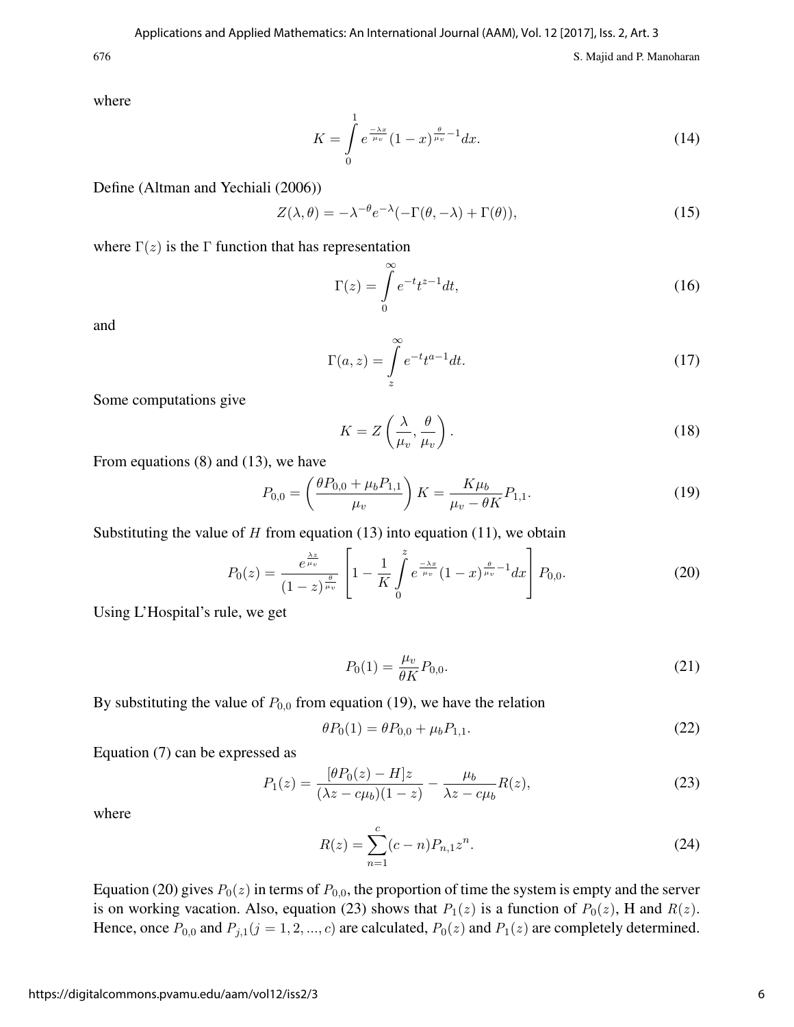where

$$K = \int_0^1 e^{\frac{-\lambda x}{\mu_v}} (1-x)^{\frac{\theta}{\mu_v}-1} dx. \tag{14}$$

Define (Altman and Yechiali (2006))

$$Z(\lambda, \theta) = -\lambda^{-\theta} e^{-\lambda}(-\Gamma(\theta, -\lambda) + \Gamma(\theta)), \tag{15}$$

where $\Gamma(z)$ is the $\Gamma$ function that has representation

$$\Gamma(z) = \int_0^\infty e^{-t} t^{z-1} dt, \tag{16}$$

and

$$\Gamma(a, z) = \int_z^\infty e^{-t} t^{a-1} dt. \tag{17}$$

Some computations give

$$K = Z\left(\frac{\lambda}{\mu_v}, \frac{\theta}{\mu_v}\right). \tag{18}$$

From equations (8) and (13), we have

$$P_{0,0} = \left(\frac{\theta P_{0,0} + \mu_b P_{1,1}}{\mu_v}\right) K = \frac{K \mu_b}{\mu_v - \theta K} P_{1,1}. \tag{19}$$

Substituting the value of $H$ from equation (13) into equation (11), we obtain

$$P_0(z) = \frac{e^{\frac{\lambda z}{\mu_v}}}{(1-z)^{\frac{\theta}{\mu_v}}} \left[1 - \frac{1}{K}\int_0^z e^{\frac{-\lambda x}{\mu_v}} (1-x)^{\frac{\theta}{\mu_v}-1} dx\right] P_{0,0}. \tag{20}$$

Using L'Hospital's rule, we get

$$P_0(1) = \frac{\mu_v}{\theta K} P_{0,0}. \tag{21}$$

By substituting the value of $P_{0,0}$ from equation (19), we have the relation

$$\theta P_0(1) = \theta P_{0,0} + \mu_b P_{1,1}. \tag{22}$$

Equation (7) can be expressed as

$$P_1(z) = \frac{[\theta P_0(z) - H]z}{(\lambda z - c\mu_b)(1-z)} - \frac{\mu_b}{\lambda z - c\mu_b} R(z), \tag{23}$$

where

$$R(z) = \sum_{n=1}^{c} (c-n) P_{n,1} z^n. \tag{24}$$

Equation (20) gives $P_0(z)$ in terms of $P_{0,0}$, the proportion of time the system is empty and the server is on working vacation. Also, equation (23) shows that $P_1(z)$ is a function of $P_0(z)$, H and $R(z)$. Hence, once $P_{0,0}$ and $P_{j,1} (j = 1, 2, ..., c)$ are calculated, $P_0(z)$ and $P_1(z)$ are completely determined.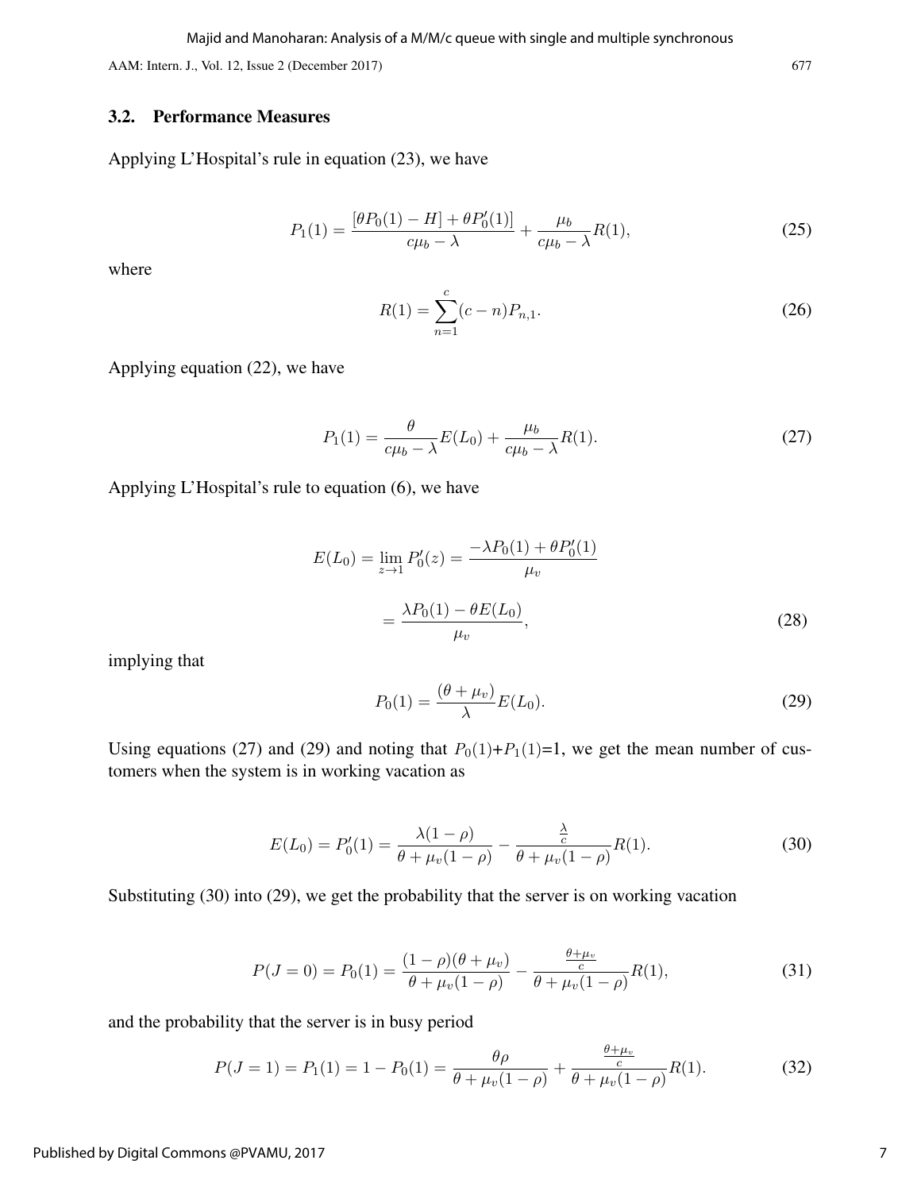### 3.2. Performance Measures

Applying L'Hospital's rule in equation (23), we have

$$P_1(1) = \frac{[\theta P_0(1) - H] + \theta P_0'(1)]}{c\mu_b - \lambda} + \frac{\mu_b}{c\mu_b - \lambda} R(1), \tag{25}$$

where

$$R(1) = \sum_{n=1}^{c} (c-n) P_{n,1}. \tag{26}$$

Applying equation (22), we have

$$P_1(1) = \frac{\theta}{c\mu_b - \lambda} E(L_0) + \frac{\mu_b}{c\mu_b - \lambda} R(1). \tag{27}$$

Applying L'Hospital's rule to equation (6), we have

$$E(L_0) = \lim_{z \to 1} P_0'(z) = \frac{-\lambda P_0(1) + \theta P_0'(1)}{\mu_v}$$

$$= \frac{\lambda P_0(1) - \theta E(L_0)}{\mu_v}, \tag{28}$$

implying that

$$P_0(1) = \frac{(\theta + \mu_v)}{\lambda} E(L_0). \tag{29}$$

Using equations (27) and (29) and noting that $P_0(1)$+$P_1(1)$=1, we get the mean number of customers when the system is in working vacation as

$$E(L_0) = P_0'(1) = \frac{\lambda(1-\rho)}{\theta + \mu_v(1-\rho)} - \frac{\frac{\lambda}{c}}{\theta + \mu_v(1-\rho)} R(1). \tag{30}$$

Substituting (30) into (29), we get the probability that the server is on working vacation

$$P(J=0) = P_0(1) = \frac{(1-\rho)(\theta + \mu_v)}{\theta + \mu_v(1-\rho)} - \frac{\frac{\theta + \mu_v}{c}}{\theta + \mu_v(1-\rho)} R(1), \tag{31}$$

and the probability that the server is in busy period

$$P(J=1) = P_1(1) = 1 - P_0(1) = \frac{\theta\rho}{\theta + \mu_v(1-\rho)} + \frac{\frac{\theta + \mu_v}{c}}{\theta + \mu_v(1-\rho)} R(1). \tag{32}$$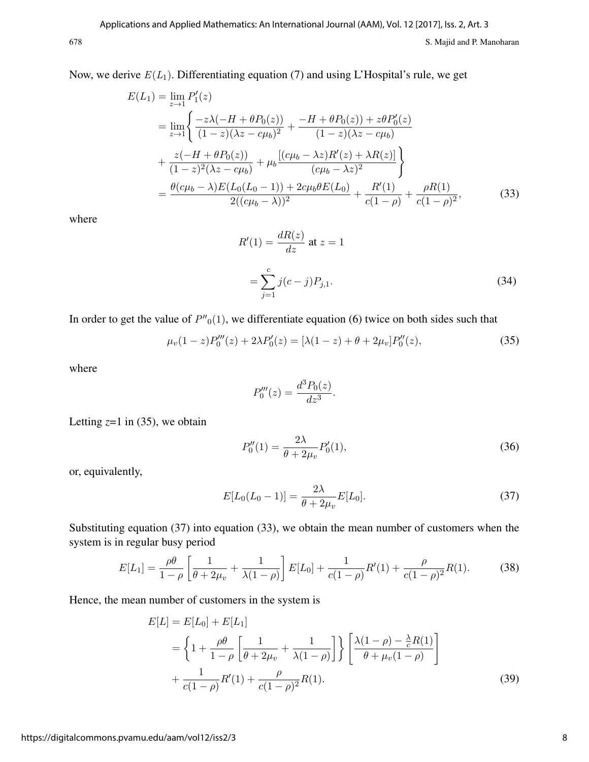Now, we derive $E(L_1)$. Differentiating equation (7) and using L'Hospital's rule, we get

$$
\begin{aligned}
E(L_1) &= \lim_{z \to 1} P_1'(z) \\
&= \lim_{z \to 1} \Bigg\{ \frac{-z\lambda(-H + \theta P_0(z))}{(1-z)(\lambda z - c\mu_b)^2} + \frac{-H + \theta P_0(z)) + z\theta P_0'(z)}{(1-z)(\lambda z - c\mu_b)} \\
&+ \frac{z(-H + \theta P_0(z))}{(1-z)^2(\lambda z - c\mu_b)} + \mu_b \frac{[(c\mu_b - \lambda z)R'(z) + \lambda R(z)]}{(c\mu_b - \lambda z)^2} \Bigg\} \\
&= \frac{\theta(c\mu_b - \lambda)E(L_0(L_0 - 1)) + 2c\mu_b \theta E(L_0)}{2((c\mu_b - \lambda))^2} + \frac{R'(1)}{c(1-\rho)} + \frac{\rho R(1)}{c(1-\rho)^2},
\end{aligned} \tag{33}
$$

where

$$
\begin{aligned}
R'(1) &= \frac{dR(z)}{dz} \text{ at } z = 1 \\
&= \sum_{j=1}^{c} j(c-j)P_{j,1}.
\end{aligned} \tag{34}
$$

In order to get the value of $P''_0(1)$, we differentiate equation (6) twice on both sides such that

$$
\mu_v(1-z)P_0'''(z) + 2\lambda P_0'(z) = [\lambda(1-z) + \theta + 2\mu_v]P_0''(z), \tag{35}
$$

where

$$
P_0'''(z) = \frac{d^3 P_0(z)}{dz^3}.
$$

Letting $z$=1 in (35), we obtain

$$
P_0''(1) = \frac{2\lambda}{\theta + 2\mu_v} P_0'(1), \tag{36}
$$

or, equivalently,

$$
E[L_0(L_0 - 1)] = \frac{2\lambda}{\theta + 2\mu_v} E[L_0]. \tag{37}
$$

Substituting equation (37) into equation (33), we obtain the mean number of customers when the system is in regular busy period

$$
E[L_1] = \frac{\rho\theta}{1-\rho} \left[ \frac{1}{\theta + 2\mu_v} + \frac{1}{\lambda(1-\rho)} \right] E[L_0] + \frac{1}{c(1-\rho)} R'(1) + \frac{\rho}{c(1-\rho)^2} R(1). \tag{38}
$$

Hence, the mean number of customers in the system is

$$
\begin{aligned}
E[L] &= E[L_0] + E[L_1] \\
&= \left\{ 1 + \frac{\rho\theta}{1-\rho} \left[ \frac{1}{\theta + 2\mu_v} + \frac{1}{\lambda(1-\rho)} \right] \right\} \left[ \frac{\lambda(1-\rho) - \frac{\lambda}{c}R(1)}{\theta + \mu_v(1-\rho)} \right] \\
&+ \frac{1}{c(1-\rho)} R'(1) + \frac{\rho}{c(1-\rho)^2} R(1).
\end{aligned} \tag{39}
$$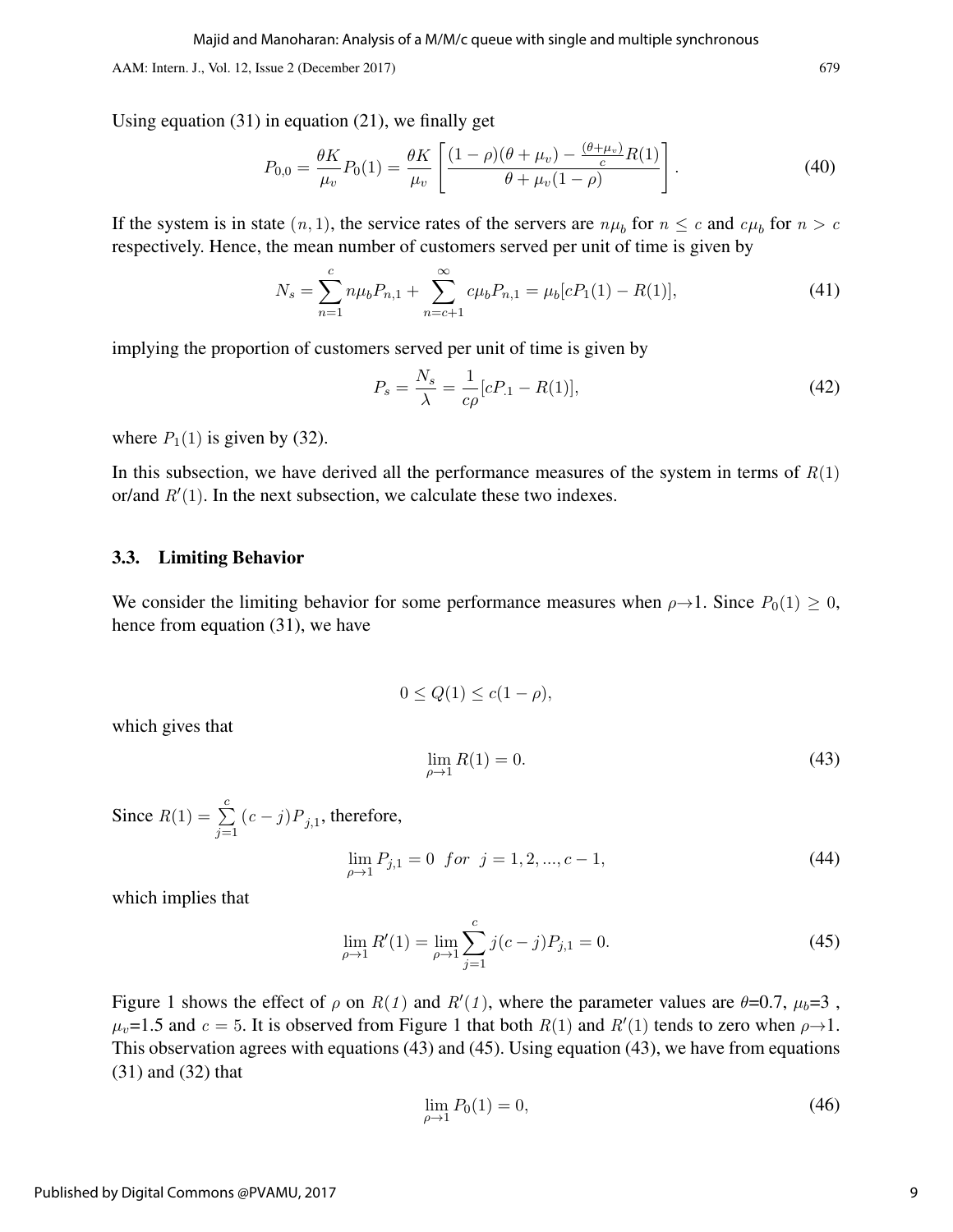Using equation (31) in equation (21), we finally get

$$P_{0,0} = \frac{\theta K}{\mu_v} P_0(1) = \frac{\theta K}{\mu_v} \left[ \frac{(1-\rho)(\theta+\mu_v) - \frac{(\theta+\mu_v)}{c} R(1)}{\theta + \mu_v(1-\rho)} \right]. \tag{40}$$

If the system is in state $(n, 1)$, the service rates of the servers are $n\mu_b$ for $n \leq c$ and $c\mu_b$ for $n > c$ respectively. Hence, the mean number of customers served per unit of time is given by

$$N_s = \sum_{n=1}^{c} n\mu_b P_{n,1} + \sum_{n=c+1}^{\infty} c\mu_b P_{n,1} = \mu_b [cP_1(1) - R(1)], \tag{41}$$

implying the proportion of customers served per unit of time is given by

$$P_s = \frac{N_s}{\lambda} = \frac{1}{c\rho}[cP_{.1} - R(1)], \tag{42}$$

where $P_1(1)$ is given by (32).

In this subsection, we have derived all the performance measures of the system in terms of $R(1)$ or/and $R'(1)$. In the next subsection, we calculate these two indexes.

### 3.3. Limiting Behavior

We consider the limiting behavior for some performance measures when $\rho \to 1$. Since $P_0(1) \geq 0$, hence from equation (31), we have

$$0 \leq Q(1) \leq c(1-\rho),$$

which gives that

$$\lim_{\rho \to 1} R(1) = 0. \tag{43}$$

Since $R(1) = \sum_{j=1}^{c} (c-j) P_{j,1}$, therefore,

$$\lim_{\rho \to 1} P_{j,1} = 0 \;\; for \;\; j = 1, 2, ..., c-1, \tag{44}$$

which implies that

$$\lim_{\rho \to 1} R'(1) = \lim_{\rho \to 1} \sum_{j=1}^{c} j(c-j) P_{j,1} = 0. \tag{45}$$

Figure 1 shows the effect of $\rho$ on $R(1)$ and $R'(1)$, where the parameter values are $\theta$=0.7, $\mu_b$=3 , $\mu_v$=1.5 and $c = 5$. It is observed from Figure 1 that both $R(1)$ and $R'(1)$ tends to zero when $\rho \to 1$. This observation agrees with equations (43) and (45). Using equation (43), we have from equations (31) and (32) that

$$\lim_{\rho \to 1} P_0(1) = 0, \tag{46}$$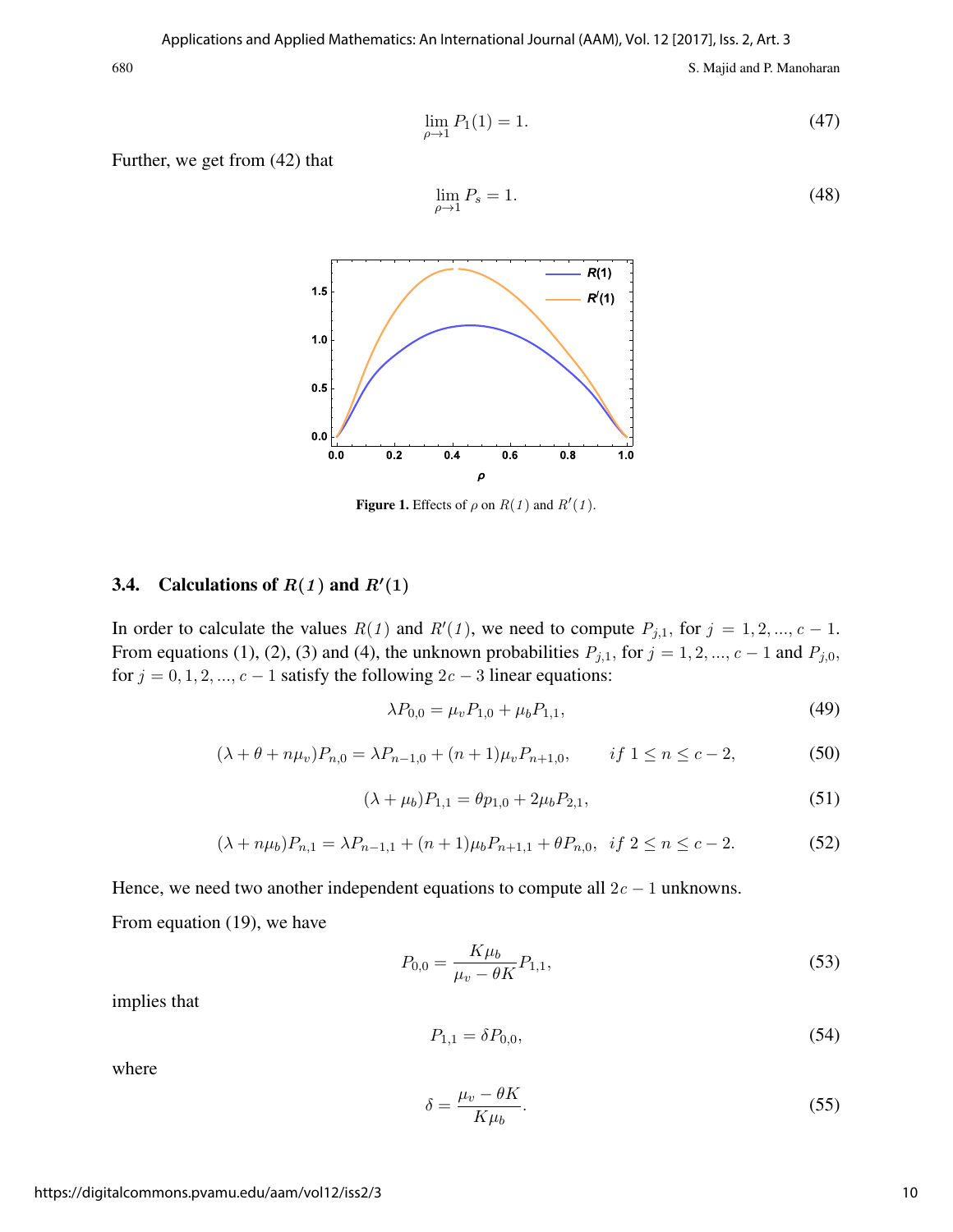$$\lim_{\rho \to 1} P_1(1) = 1. \tag{47}$$

Further, we get from (42) that

$$\lim_{\rho \to 1} P_s = 1. \tag{48}$$

**Figure 1.** Effects of $\rho$ on $R(1)$ and $R'(1)$.

### 3.4. Calculations of $R(1)$ and $R'(1)$

In order to calculate the values $R(1)$ and $R'(1)$, we need to compute $P_{j,1}$, for $j = 1, 2, ..., c-1$. From equations (1), (2), (3) and (4), the unknown probabilities $P_{j,1}$, for $j = 1, 2, ..., c-1$ and $P_{j,0}$, for $j = 0, 1, 2, ..., c-1$ satisfy the following $2c-3$ linear equations:

$$\lambda P_{0,0} = \mu_v P_{1,0} + \mu_b P_{1,1}, \tag{49}$$

$$(\lambda + \theta + n\mu_v) P_{n,0} = \lambda P_{n-1,0} + (n+1)\mu_v P_{n+1,0}, \qquad if\ 1 \leq n \leq c-2, \tag{50}$$

$$(\lambda + \mu_b) P_{1,1} = \theta p_{1,0} + 2\mu_b P_{2,1}, \tag{51}$$

$$(\lambda + n\mu_b) P_{n,1} = \lambda P_{n-1,1} + (n+1)\mu_b P_{n+1,1} + \theta P_{n,0}, \quad if\ 2 \leq n \leq c-2. \tag{52}$$

Hence, we need two another independent equations to compute all $2c-1$ unknowns.

From equation (19), we have

$$P_{0,0} = \frac{K\mu_b}{\mu_v - \theta K} P_{1,1}, \tag{53}$$

implies that

$$P_{1,1} = \delta P_{0,0}, \tag{54}$$

where

$$\delta = \frac{\mu_v - \theta K}{K\mu_b}. \tag{55}$$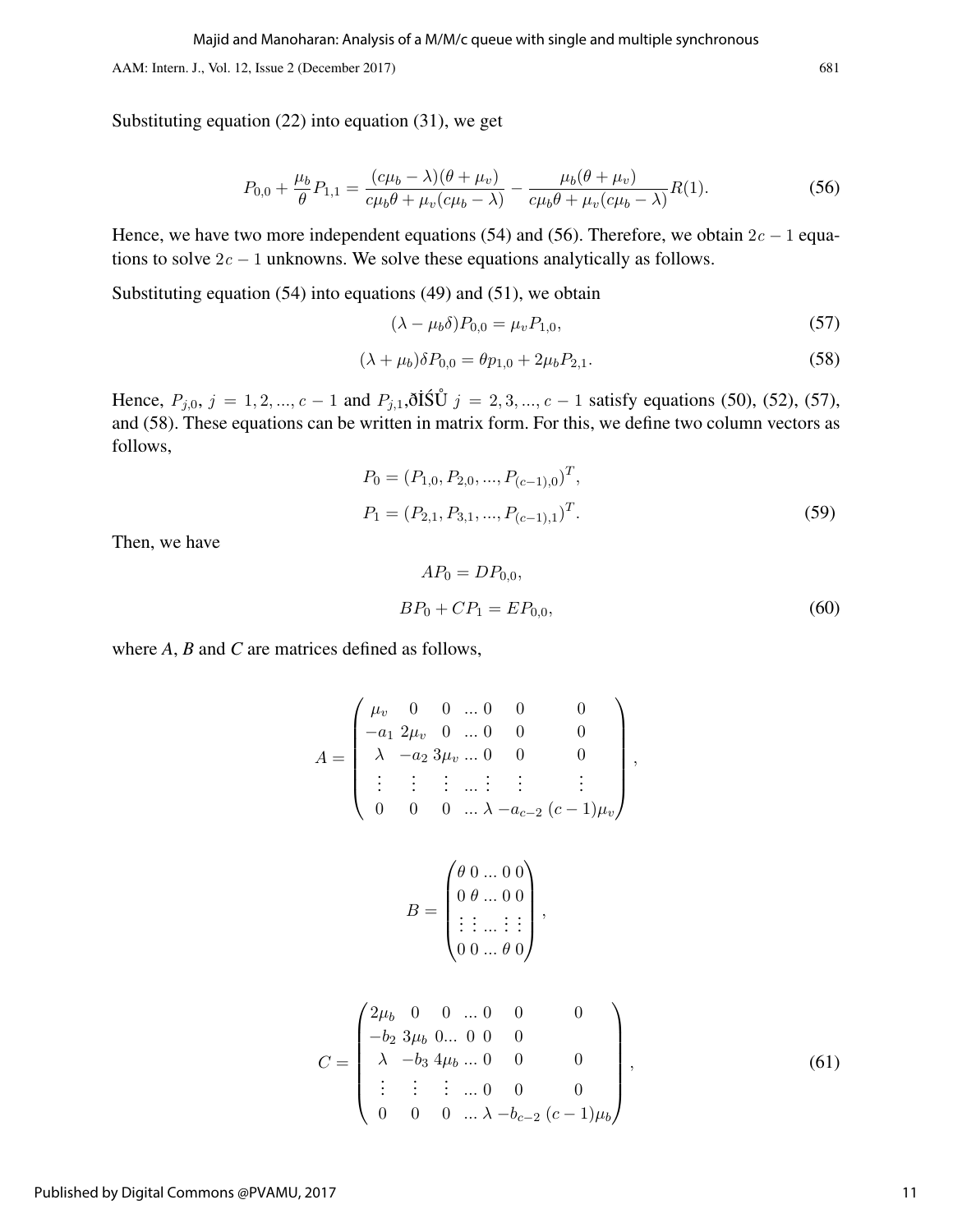Substituting equation (22) into equation (31), we get

$$P_{0,0} + \frac{\mu_b}{\theta} P_{1,1} = \frac{(c\mu_b - \lambda)(\theta + \mu_v)}{c\mu_b\theta + \mu_v(c\mu_b - \lambda)} - \frac{\mu_b(\theta + \mu_v)}{c\mu_b\theta + \mu_v(c\mu_b - \lambda)} R(1). \tag{56}$$

Hence, we have two more independent equations (54) and (56). Therefore, we obtain $2c - 1$ equations to solve $2c - 1$ unknowns. We solve these equations analytically as follows.

Substituting equation (54) into equations (49) and (51), we obtain

$$(\lambda - \mu_b\delta)P_{0,0} = \mu_v P_{1,0}, \tag{57}$$

$$(\lambda + \mu_b)\delta P_{0,0} = \theta p_{1,0} + 2\mu_b P_{2,1}. \tag{58}$$

Hence, $P_{j,0},\ j = 1, 2, ..., c-1$ and $P_{j,1}$,ðİŚŮ $j = 2, 3, ..., c-1$ satisfy equations (50), (52), (57), and (58). These equations can be written in matrix form. For this, we define two column vectors as follows,

$$\begin{aligned} P_0 &= (P_{1,0}, P_{2,0}, ..., P_{(c-1),0})^T, \\ P_1 &= (P_{2,1}, P_{3,1}, ..., P_{(c-1),1})^T. \end{aligned} \tag{59}$$

Then, we have

$$\begin{aligned} AP_0 &= DP_{0,0}, \\ BP_0 + CP_1 &= EP_{0,0}, \end{aligned} \tag{60}$$

where *A*, *B* and *C* are matrices defined as follows,

$$A = \begin{pmatrix} \mu_v & 0 & 0 & ... & 0 & 0 & 0 \\ -a_1 & 2\mu_v & 0 & ... & 0 & 0 & 0 \\ \lambda & -a_2 & 3\mu_v & ... & 0 & 0 & 0 \\ \vdots & \vdots & \vdots & ... & \vdots & \vdots & \vdots \\ 0 & 0 & 0 & ... & \lambda & -a_{c-2} & (c-1)\mu_v \end{pmatrix},$$

$$B = \begin{pmatrix} \theta & 0 & ... & 0 & 0 \\ 0 & \theta & ... & 0 & 0 \\ \vdots & \vdots & ... & \vdots & \vdots \\ 0 & 0 & ... & \theta & 0 \end{pmatrix},$$

$$C = \begin{pmatrix} 2\mu_b & 0 & 0 & ... & 0 & 0 & 0 \\ -b_2 & 3\mu_b & 0 ... & 0 & 0 & 0 & \\ \lambda & -b_3 & 4\mu_b & ... & 0 & 0 & 0 \\ \vdots & \vdots & \vdots & ... & 0 & 0 & 0 \\ 0 & 0 & 0 & ... & \lambda & -b_{c-2} & (c-1)\mu_b \end{pmatrix}, \tag{61}$$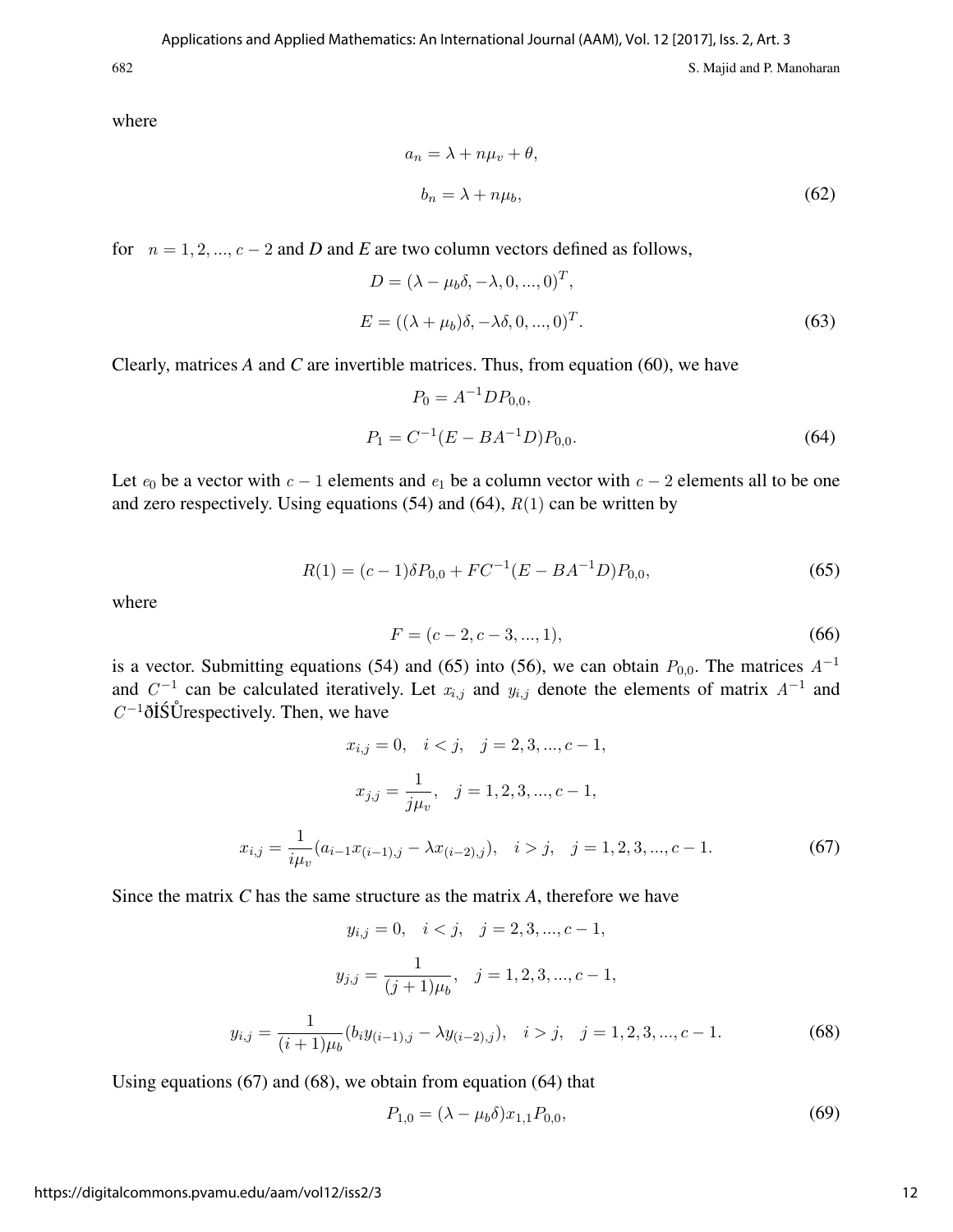where

$$a_n = \lambda + n\mu_v + \theta,$$

$$b_n = \lambda + n\mu_b, \tag{62}$$

for $n = 1, 2, ..., c-2$ and *D* and *E* are two column vectors defined as follows,

$$D = (\lambda - \mu_b\delta, -\lambda, 0, ..., 0)^T,$$

$$E = ((\lambda + \mu_b)\delta, -\lambda\delta, 0, ..., 0)^T. \tag{63}$$

Clearly, matrices *A* and *C* are invertible matrices. Thus, from equation (60), we have

$$P_0 = A^{-1}DP_{0,0},$$

$$P_1 = C^{-1}(E - BA^{-1}D)P_{0,0}. \tag{64}$$

Let $e_0$ be a vector with $c-1$ elements and $e_1$ be a column vector with $c-2$ elements all to be one and zero respectively. Using equations (54) and (64), $R(1)$ can be written by

$$R(1) = (c-1)\delta P_{0,0} + FC^{-1}(E - BA^{-1}D)P_{0,0}, \tag{65}$$

where

$$F = (c-2, c-3, ..., 1), \tag{66}$$

is a vector. Submitting equations (54) and (65) into (56), we can obtain $P_{0,0}$. The matrices $A^{-1}$ and $C^{-1}$ can be calculated iteratively. Let $x_{i,j}$ and $y_{i,j}$ denote the elements of matrix $A^{-1}$ and $C^{-1}$ðÍŚŮrespectively. Then, we have

$$x_{i,j} = 0, \quad i < j, \quad j = 2, 3, ..., c-1,$$

$$x_{j,j} = \frac{1}{j\mu_v}, \quad j = 1, 2, 3, ..., c-1,$$

$$x_{i,j} = \frac{1}{i\mu_v}(a_{i-1}x_{(i-1),j} - \lambda x_{(i-2),j}), \quad i > j, \quad j = 1, 2, 3, ..., c-1. \tag{67}$$

Since the matrix *C* has the same structure as the matrix *A*, therefore we have

$$y_{i,j} = 0, \quad i < j, \quad j = 2, 3, ..., c-1,$$

$$y_{j,j} = \frac{1}{(j+1)\mu_b}, \quad j = 1, 2, 3, ..., c-1,$$

$$y_{i,j} = \frac{1}{(i+1)\mu_b}(b_i y_{(i-1),j} - \lambda y_{(i-2),j}), \quad i > j, \quad j = 1, 2, 3, ..., c-1. \tag{68}$$

Using equations (67) and (68), we obtain from equation (64) that

$$P_{1,0} = (\lambda - \mu_b\delta)x_{1,1}P_{0,0}, \tag{69}$$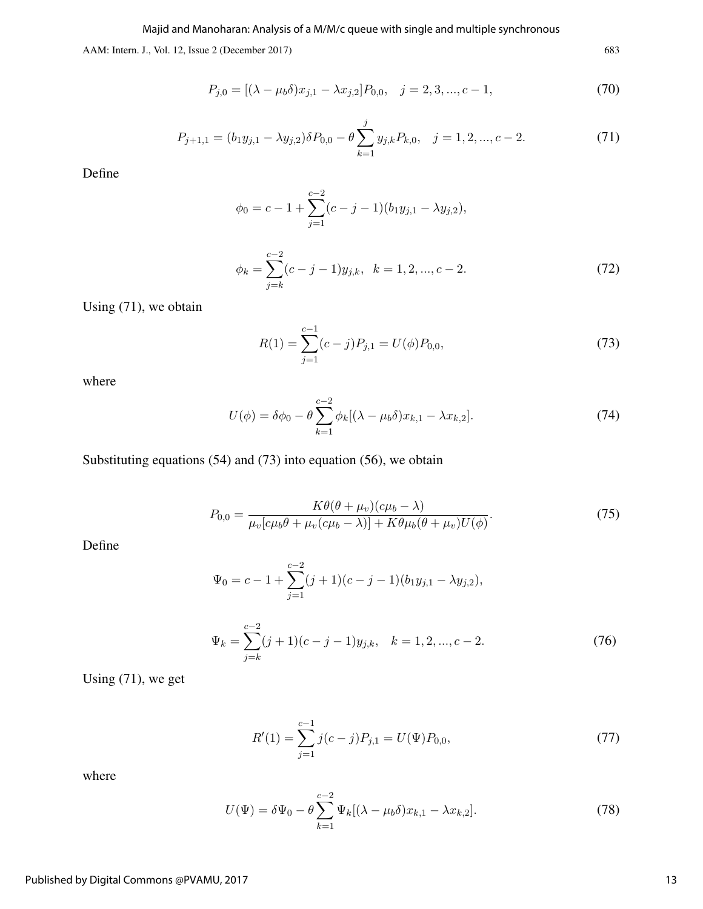$$P_{j,0} = [(\lambda - \mu_b\delta)x_{j,1} - \lambda x_{j,2}]P_{0,0}, \quad j = 2, 3, ..., c-1, \tag{70}$$

$$P_{j+1,1} = (b_1 y_{j,1} - \lambda y_{j,2})\delta P_{0,0} - \theta \sum_{k=1}^{j} y_{j,k} P_{k,0}, \quad j = 1, 2, ..., c-2. \tag{71}$$

Define

$$\phi_0 = c - 1 + \sum_{j=1}^{c-2} (c - j - 1)(b_1 y_{j,1} - \lambda y_{j,2}),$$

$$\phi_k = \sum_{j=k}^{c-2} (c - j - 1) y_{j,k}, \quad k = 1, 2, ..., c-2. \tag{72}$$

Using (71), we obtain

$$R(1) = \sum_{j=1}^{c-1} (c - j) P_{j,1} = U(\phi) P_{0,0}, \tag{73}$$

where

$$U(\phi) = \delta \phi_0 - \theta \sum_{k=1}^{c-2} \phi_k [(\lambda - \mu_b \delta) x_{k,1} - \lambda x_{k,2}]. \tag{74}$$

Substituting equations (54) and (73) into equation (56), we obtain

$$P_{0,0} = \frac{K\theta(\theta + \mu_v)(c\mu_b - \lambda)}{\mu_v[c\mu_b\theta + \mu_v(c\mu_b - \lambda)] + K\theta\mu_b(\theta + \mu_v)U(\phi)}. \tag{75}$$

Define

$$\Psi_0 = c - 1 + \sum_{j=1}^{c-2} (j+1)(c - j - 1)(b_1 y_{j,1} - \lambda y_{j,2}),$$

$$\Psi_k = \sum_{j=k}^{c-2} (j+1)(c - j - 1) y_{j,k}, \quad k = 1, 2, ..., c-2. \tag{76}$$

Using (71), we get

$$R'(1) = \sum_{j=1}^{c-1} j(c - j) P_{j,1} = U(\Psi) P_{0,0}, \tag{77}$$

where

$$U(\Psi) = \delta \Psi_0 - \theta \sum_{k=1}^{c-2} \Psi_k [(\lambda - \mu_b \delta) x_{k,1} - \lambda x_{k,2}]. \tag{78}$$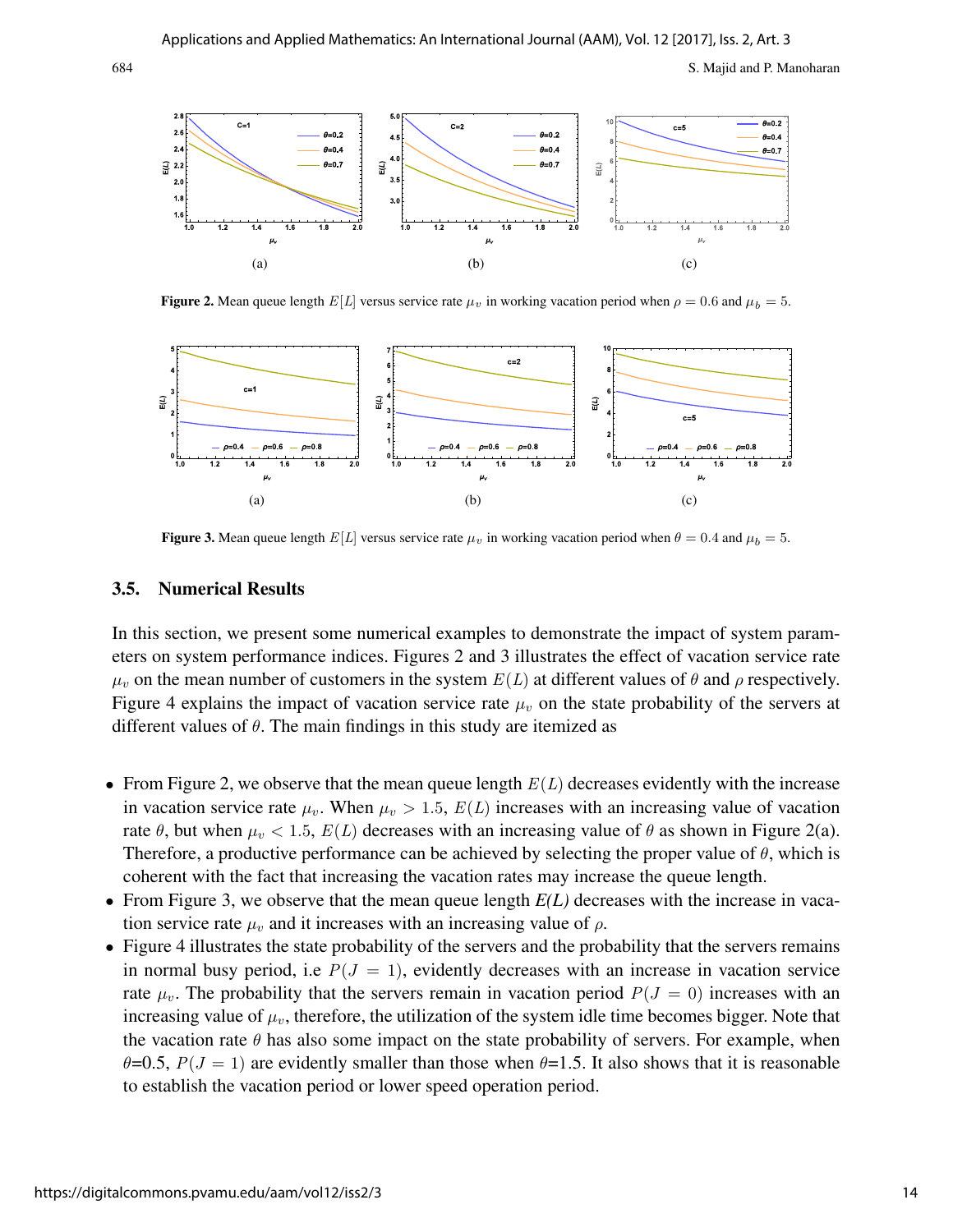(a) (b) (c)

**Figure 2.** Mean queue length $E[L]$ versus service rate $\mu_v$ in working vacation period when $\rho = 0.6$ and $\mu_b = 5$.

(a) (b) (c)

**Figure 3.** Mean queue length $E[L]$ versus service rate $\mu_v$ in working vacation period when $\theta = 0.4$ and $\mu_b = 5$.

### 3.5. Numerical Results

In this section, we present some numerical examples to demonstrate the impact of system parameters on system performance indices. Figures 2 and 3 illustrates the effect of vacation service rate $\mu_v$ on the mean number of customers in the system $E(L)$ at different values of $\theta$ and $\rho$ respectively. Figure 4 explains the impact of vacation service rate $\mu_v$ on the state probability of the servers at different values of $\theta$. The main findings in this study are itemized as

- From Figure 2, we observe that the mean queue length $E(L)$ decreases evidently with the increase in vacation service rate $\mu_v$. When $\mu_v > 1.5$, $E(L)$ increases with an increasing value of vacation rate $\theta$, but when $\mu_v < 1.5$, $E(L)$ decreases with an increasing value of $\theta$ as shown in Figure 2(a). Therefore, a productive performance can be achieved by selecting the proper value of $\theta$, which is coherent with the fact that increasing the vacation rates may increase the queue length.
- From Figure 3, we observe that the mean queue length *E(L)* decreases with the increase in vacation service rate $\mu_v$ and it increases with an increasing value of $\rho$.
- Figure 4 illustrates the state probability of the servers and the probability that the servers remains in normal busy period, i.e $P(J = 1)$, evidently decreases with an increase in vacation service rate $\mu_v$. The probability that the servers remain in vacation period $P(J = 0)$ increases with an increasing value of $\mu_v$, therefore, the utilization of the system idle time becomes bigger. Note that the vacation rate $\theta$ has also some impact on the state probability of servers. For example, when $\theta$=0.5, $P(J = 1)$ are evidently smaller than those when $\theta$=1.5. It also shows that it is reasonable to establish the vacation period or lower speed operation period.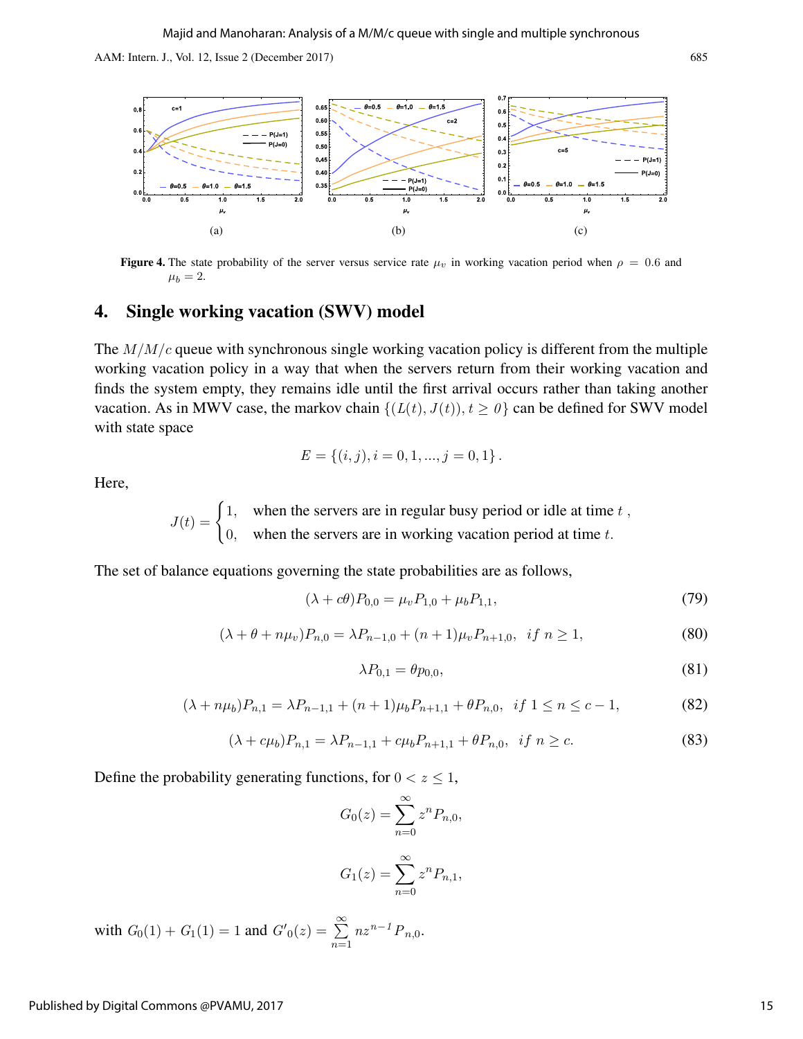Figure 4. The state probability of the server versus service rate $\mu_v$ in working vacation period when $\rho = 0.6$ and $\mu_b = 2$.

## 4. Single working vacation (SWV) model

The $M/M/c$ queue with synchronous single working vacation policy is different from the multiple working vacation policy in a way that when the servers return from their working vacation and finds the system empty, they remains idle until the first arrival occurs rather than taking another vacation. As in MWV case, the markov chain $\{(L(t), J(t)), t \geq 0\}$ can be defined for SWV model with state space

$$E = \{(i, j), i = 0, 1, ..., j = 0, 1\}.$$

Here,

$$J(t) = \begin{cases} 1, & \text{when the servers are in regular busy period or idle at time } t, \\ 0, & \text{when the servers are in working vacation period at time } t. \end{cases}$$

The set of balance equations governing the state probabilities are as follows,

$$(\lambda + c\theta)P_{0,0} = \mu_v P_{1,0} + \mu_b P_{1,1}, \tag{79}$$

$$(\lambda + \theta + n\mu_v)P_{n,0} = \lambda P_{n-1,0} + (n+1)\mu_v P_{n+1,0}, \quad if\ n \geq 1, \tag{80}$$

$$\lambda P_{0,1} = \theta p_{0,0}, \tag{81}$$

$$(\lambda + n\mu_b)P_{n,1} = \lambda P_{n-1,1} + (n+1)\mu_b P_{n+1,1} + \theta P_{n,0}, \quad if\ 1 \leq n \leq c-1, \tag{82}$$

$$(\lambda + c\mu_b)P_{n,1} = \lambda P_{n-1,1} + c\mu_b P_{n+1,1} + \theta P_{n,0}, \quad if\ n \geq c. \tag{83}$$

Define the probability generating functions, for $0 < z \leq 1$,

$$G_0(z) = \sum_{n=0}^{\infty} z^n P_{n,0},$$

$$G_1(z) = \sum_{n=0}^{\infty} z^n P_{n,1},$$

with $G_0(1) + G_1(1) = 1$ and $G'_0(z) = \sum_{n=1}^{\infty} nz^{n-1} P_{n,0}$.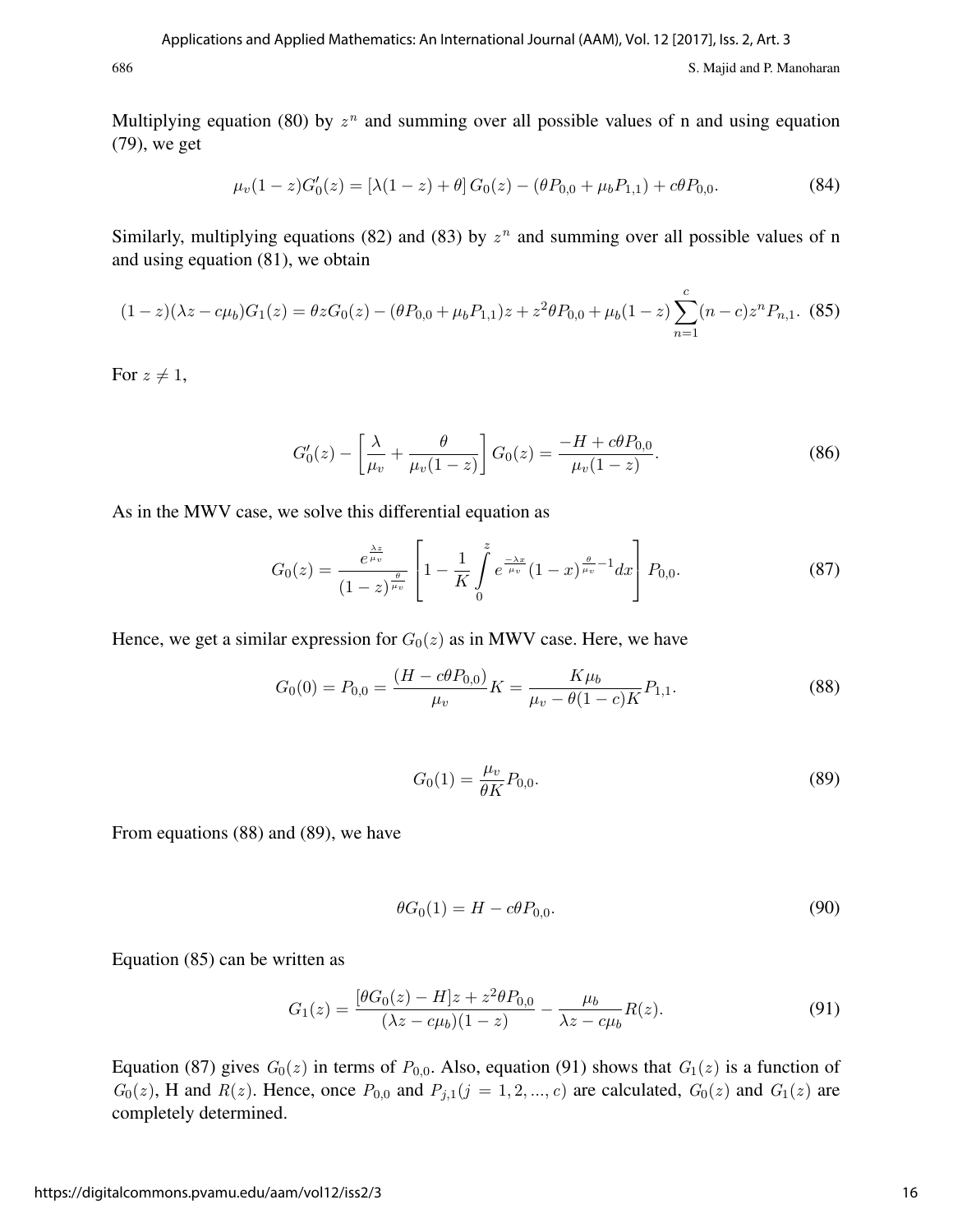Multiplying equation (80) by $z^n$ and summing over all possible values of n and using equation (79), we get

$$\mu_v(1-z)G_0'(z) = [\lambda(1-z)+\theta]\, G_0(z) - (\theta P_{0,0} + \mu_b P_{1,1}) + c\theta P_{0,0}. \tag{84}$$

Similarly, multiplying equations (82) and (83) by $z^n$ and summing over all possible values of n and using equation (81), we obtain

$$(1-z)(\lambda z - c\mu_b)G_1(z) = \theta z G_0(z) - (\theta P_{0,0} + \mu_b P_{1,1})z + z^2\theta P_{0,0} + \mu_b(1-z)\sum_{n=1}^{c}(n-c)z^n P_{n,1}. \tag{85}$$

For $z \neq 1$,

$$G_0'(z) - \left[\frac{\lambda}{\mu_v} + \frac{\theta}{\mu_v(1-z)}\right] G_0(z) = \frac{-H + c\theta P_{0,0}}{\mu_v(1-z)}. \tag{86}$$

As in the MWV case, we solve this differential equation as

$$G_0(z) = \frac{e^{\frac{\lambda z}{\mu_v}}}{(1-z)^{\frac{\theta}{\mu_v}}}\left[1 - \frac{1}{K}\int_0^z e^{\frac{-\lambda x}{\mu_v}}(1-x)^{\frac{\theta}{\mu_v}-1}dx\right] P_{0,0}. \tag{87}$$

Hence, we get a similar expression for $G_0(z)$ as in MWV case. Here, we have

$$G_0(0) = P_{0,0} = \frac{(H - c\theta P_{0,0})}{\mu_v}K = \frac{K\mu_b}{\mu_v - \theta(1-c)K}P_{1,1}. \tag{88}$$

$$G_0(1) = \frac{\mu_v}{\theta K}P_{0,0}. \tag{89}$$

From equations (88) and (89), we have

$$\theta G_0(1) = H - c\theta P_{0,0}. \tag{90}$$

Equation (85) can be written as

$$G_1(z) = \frac{[\theta G_0(z) - H]z + z^2\theta P_{0,0}}{(\lambda z - c\mu_b)(1-z)} - \frac{\mu_b}{\lambda z - c\mu_b}R(z). \tag{91}$$

Equation (87) gives $G_0(z)$ in terms of $P_{0,0}$. Also, equation (91) shows that $G_1(z)$ is a function of $G_0(z)$, H and $R(z)$. Hence, once $P_{0,0}$ and $P_{j,1} (j = 1, 2, ..., c)$ are calculated, $G_0(z)$ and $G_1(z)$ are completely determined.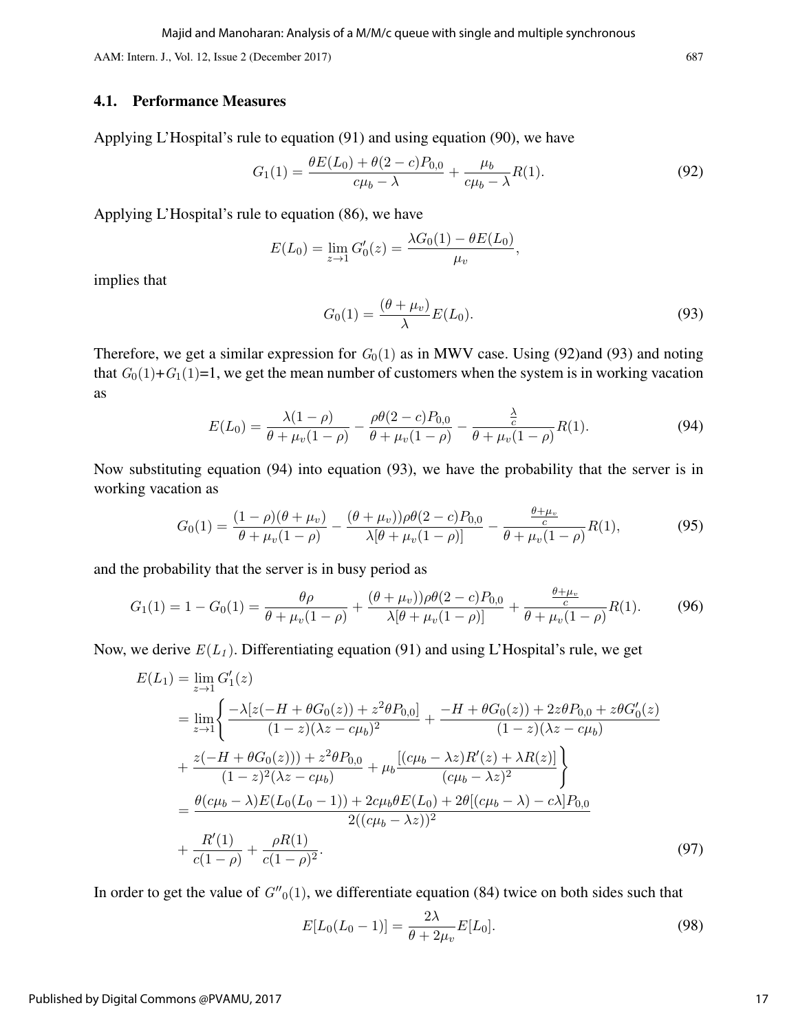### 4.1. Performance Measures

Applying L'Hospital's rule to equation (91) and using equation (90), we have

$$G_1(1) = \frac{\theta E(L_0) + \theta(2-c)P_{0,0}}{c\mu_b - \lambda} + \frac{\mu_b}{c\mu_b - \lambda}R(1). \tag{92}$$

Applying L'Hospital's rule to equation (86), we have

$$E(L_0) = \lim_{z\to 1} G_0'(z) = \frac{\lambda G_0(1) - \theta E(L_0)}{\mu_v},$$

implies that

$$G_0(1) = \frac{(\theta + \mu_v)}{\lambda}E(L_0). \tag{93}$$

Therefore, we get a similar expression for $G_0(1)$ as in MWV case. Using (92)and (93) and noting that $G_0(1)$+$G_1(1)$=1, we get the mean number of customers when the system is in working vacation as

$$E(L_0) = \frac{\lambda(1-\rho)}{\theta + \mu_v(1-\rho)} - \frac{\rho\theta(2-c)P_{0,0}}{\theta + \mu_v(1-\rho)} - \frac{\frac{\lambda}{c}}{\theta + \mu_v(1-\rho)}R(1). \tag{94}$$

Now substituting equation (94) into equation (93), we have the probability that the server is in working vacation as

$$G_0(1) = \frac{(1-\rho)(\theta+\mu_v)}{\theta + \mu_v(1-\rho)} - \frac{(\theta+\mu_v))\rho\theta(2-c)P_{0,0}}{\lambda[\theta + \mu_v(1-\rho)]} - \frac{\frac{\theta+\mu_v}{c}}{\theta + \mu_v(1-\rho)}R(1), \tag{95}$$

and the probability that the server is in busy period as

$$G_1(1) = 1 - G_0(1) = \frac{\theta\rho}{\theta + \mu_v(1-\rho)} + \frac{(\theta+\mu_v))\rho\theta(2-c)P_{0,0}}{\lambda[\theta + \mu_v(1-\rho)]} + \frac{\frac{\theta+\mu_v}{c}}{\theta + \mu_v(1-\rho)}R(1). \tag{96}$$

Now, we derive $E(L_1)$. Differentiating equation (91) and using L'Hospital's rule, we get

$$\begin{aligned}
E(L_1) &= \lim_{z\to 1} G_1'(z)\\
&= \lim_{z\to 1}\left\{ \frac{-\lambda[z(-H+\theta G_0(z)) + z^2\theta P_{0,0}]}{(1-z)(\lambda z - c\mu_b)^2} + \frac{-H+\theta G_0(z)) + 2z\theta P_{0,0} + z\theta G_0'(z)}{(1-z)(\lambda z - c\mu_b)}\right.\\
&\left. + \frac{z(-H+\theta G_0(z))) + z^2\theta P_{0,0}}{(1-z)^2(\lambda z - c\mu_b)} + \mu_b\frac{[(c\mu_b - \lambda z)R'(z) + \lambda R(z)]}{(c\mu_b - \lambda z)^2}\right\}\\
&= \frac{\theta(c\mu_b - \lambda)E(L_0(L_0-1)) + 2c\mu_b\theta E(L_0) + 2\theta[(c\mu_b - \lambda) - c\lambda]P_{0,0}}{2((c\mu_b - \lambda z))^2}\\
&+ \frac{R'(1)}{c(1-\rho)} + \frac{\rho R(1)}{c(1-\rho)^2}.
\end{aligned} \tag{97}$$

In order to get the value of $G''_0(1)$, we differentiate equation (84) twice on both sides such that

$$E[L_0(L_0-1)] = \frac{2\lambda}{\theta + 2\mu_v}E[L_0]. \tag{98}$$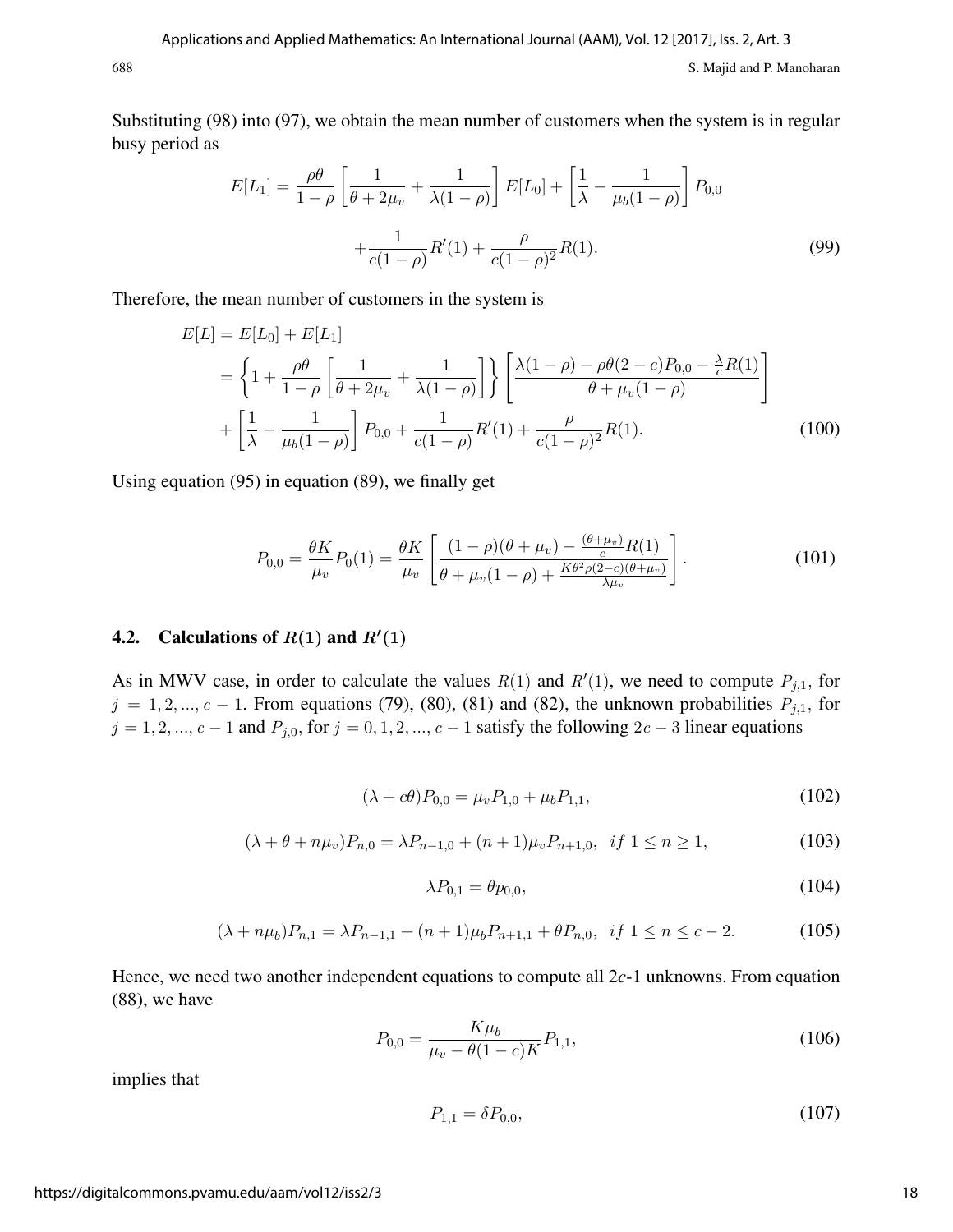Substituting (98) into (97), we obtain the mean number of customers when the system is in regular busy period as

$$E[L_1] = \frac{\rho\theta}{1-\rho}\left[\frac{1}{\theta+2\mu_v} + \frac{1}{\lambda(1-\rho)}\right]E[L_0] + \left[\frac{1}{\lambda} - \frac{1}{\mu_b(1-\rho)}\right]P_{0,0}$$

$$+\frac{1}{c(1-\rho)}R'(1) + \frac{\rho}{c(1-\rho)^2}R(1). \tag{99}$$

Therefore, the mean number of customers in the system is

$$\begin{aligned}
E[L] &= E[L_0] + E[L_1] \\
&= \left\{1 + \frac{\rho\theta}{1-\rho}\left[\frac{1}{\theta+2\mu_v} + \frac{1}{\lambda(1-\rho)}\right]\right\}\left[\frac{\lambda(1-\rho) - \rho\theta(2-c)P_{0,0} - \frac{\lambda}{c}R(1)}{\theta + \mu_v(1-\rho)}\right] \\
&+ \left[\frac{1}{\lambda} - \frac{1}{\mu_b(1-\rho)}\right]P_{0,0} + \frac{1}{c(1-\rho)}R'(1) + \frac{\rho}{c(1-\rho)^2}R(1).
\end{aligned} \tag{100}$$

Using equation (95) in equation (89), we finally get

$$P_{0,0} = \frac{\theta K}{\mu_v}P_0(1) = \frac{\theta K}{\mu_v}\left[\frac{(1-\rho)(\theta+\mu_v) - \frac{(\theta+\mu_v)}{c}R(1)}{\theta + \mu_v(1-\rho) + \frac{K\theta^2\rho(2-c)(\theta+\mu_v)}{\lambda\mu_v}}\right]. \tag{101}$$

## 4.2. Calculations of $R(1)$ and $R'(1)$

As in MWV case, in order to calculate the values $R(1)$ and $R'(1)$, we need to compute $P_{j,1}$, for $j = 1, 2, ..., c-1$. From equations (79), (80), (81) and (82), the unknown probabilities $P_{j,1}$, for $j = 1, 2, ..., c-1$ and $P_{j,0}$, for $j = 0, 1, 2, ..., c-1$ satisfy the following $2c-3$ linear equations

$$(\lambda + c\theta)P_{0,0} = \mu_v P_{1,0} + \mu_b P_{1,1}, \tag{102}$$

$$(\lambda + \theta + n\mu_v)P_{n,0} = \lambda P_{n-1,0} + (n+1)\mu_v P_{n+1,0}, \quad if\ 1 \leq n \geq 1, \tag{103}$$

$$\lambda P_{0,1} = \theta p_{0,0}, \tag{104}$$

$$(\lambda + n\mu_b)P_{n,1} = \lambda P_{n-1,1} + (n+1)\mu_b P_{n+1,1} + \theta P_{n,0}, \quad if\ 1 \leq n \leq c-2. \tag{105}$$

Hence, we need two another independent equations to compute all $2c$-1 unknowns. From equation (88), we have

$$P_{0,0} = \frac{K\mu_b}{\mu_v - \theta(1-c)K}P_{1,1}, \tag{106}$$

implies that

$$P_{1,1} = \delta P_{0,0}, \tag{107}$$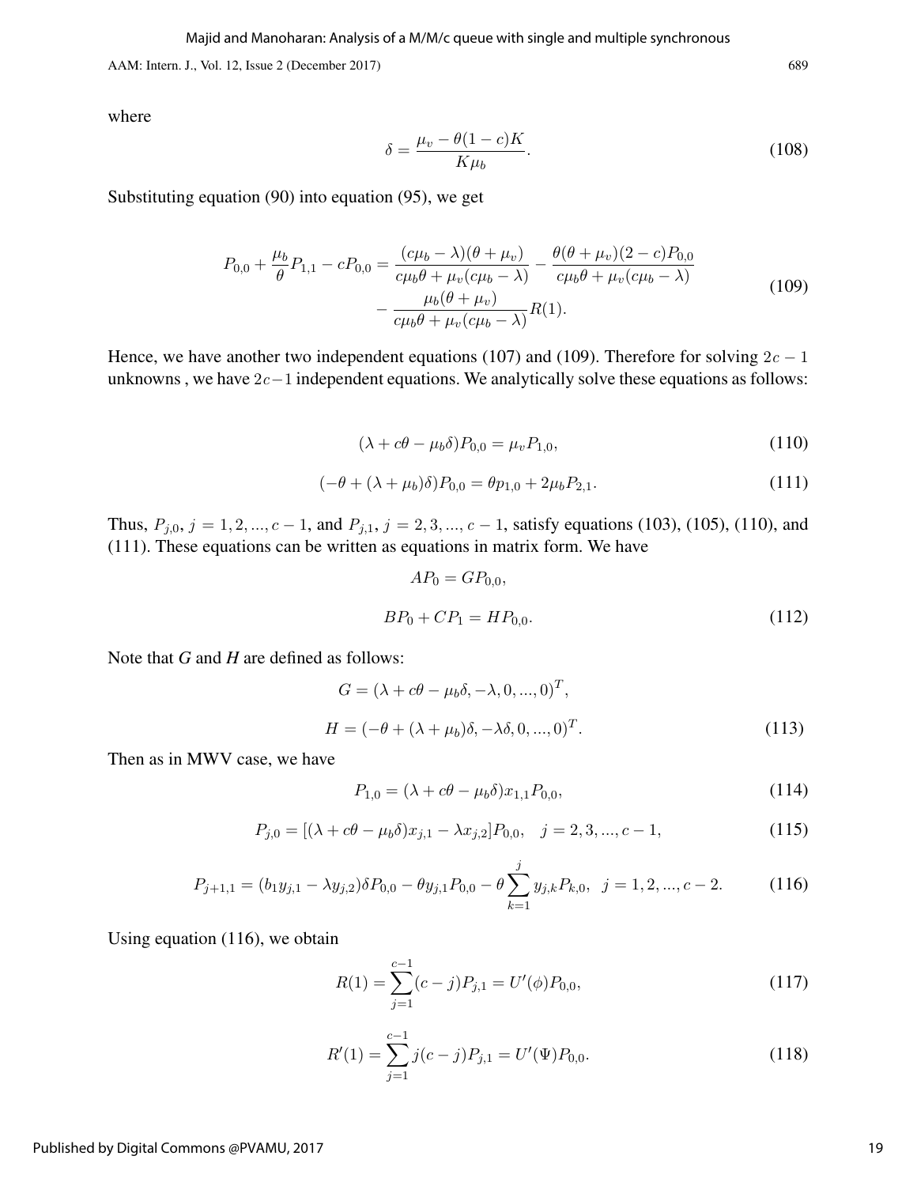where

$$
\delta = \frac{\mu_v - \theta(1-c)K}{K\mu_b}. \tag{108}
$$

Substituting equation (90) into equation (95), we get

$$
\begin{aligned}
P_{0,0} + \frac{\mu_b}{\theta}P_{1,1} - cP_{0,0} = \frac{(c\mu_b - \lambda)(\theta + \mu_v)}{c\mu_b\theta + \mu_v(c\mu_b - \lambda)} - \frac{\theta(\theta + \mu_v)(2-c)P_{0,0}}{c\mu_b\theta + \mu_v(c\mu_b - \lambda)} \\
- \frac{\mu_b(\theta + \mu_v)}{c\mu_b\theta + \mu_v(c\mu_b - \lambda)}R(1).
\end{aligned} \tag{109}
$$

Hence, we have another two independent equations (107) and (109). Therefore for solving $2c-1$ unknowns , we have $2c-1$ independent equations. We analytically solve these equations as follows:

$$
(\lambda + c\theta - \mu_b\delta)P_{0,0} = \mu_v P_{1,0}, \tag{110}
$$

$$
(-\theta + (\lambda + \mu_b)\delta)P_{0,0} = \theta p_{1,0} + 2\mu_b P_{2,1}. \tag{111}
$$

Thus, $P_{j,0}$, $j = 1, 2, ..., c-1$, and $P_{j,1}$, $j = 2, 3, ..., c-1$, satisfy equations (103), (105), (110), and (111). These equations can be written as equations in matrix form. We have

$$
\begin{aligned}
AP_0 &= GP_{0,0}, \\
BP_0 + CP_1 &= HP_{0,0}.
\end{aligned} \tag{112}
$$

Note that *G* and *H* are defined as follows:

$$
\begin{aligned}
G &= (\lambda + c\theta - \mu_b\delta, -\lambda, 0, ..., 0)^T, \\
H &= (-\theta + (\lambda + \mu_b)\delta, -\lambda\delta, 0, ..., 0)^T.
\end{aligned} \tag{113}
$$

Then as in MWV case, we have

$$
P_{1,0} = (\lambda + c\theta - \mu_b\delta)x_{1,1}P_{0,0}, \tag{114}
$$

$$
P_{j,0} = [(\lambda + c\theta - \mu_b\delta)x_{j,1} - \lambda x_{j,2}]P_{0,0}, \quad j = 2, 3, ..., c-1, \tag{115}
$$

$$
P_{j+1,1} = (b_1 y_{j,1} - \lambda y_{j,2})\delta P_{0,0} - \theta y_{j,1}P_{0,0} - \theta\sum_{k=1}^{j} y_{j,k}P_{k,0}, \quad j = 1, 2, ..., c-2. \tag{116}
$$

Using equation (116), we obtain

$$
R(1) = \sum_{j=1}^{c-1}(c-j)P_{j,1} = U'(\phi)P_{0,0}, \tag{117}
$$

$$
R'(1) = \sum_{j=1}^{c-1} j(c-j)P_{j,1} = U'(\Psi)P_{0,0}. \tag{118}
$$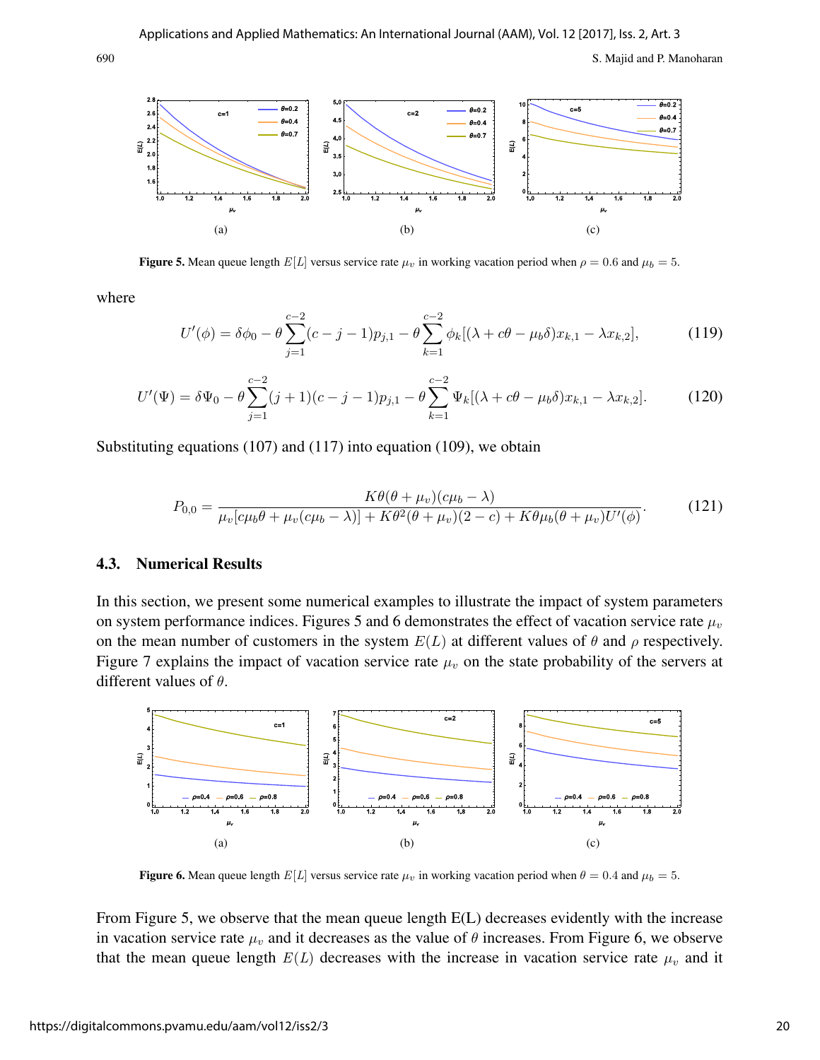Figure 5. Mean queue length $E[L]$ versus service rate $\mu_v$ in working vacation period when $\rho = 0.6$ and $\mu_b = 5$.

where

$$U'(\phi) = \delta\phi_0 - \theta\sum_{j=1}^{c-2}(c-j-1)p_{j,1} - \theta\sum_{k=1}^{c-2}\phi_k[(\lambda + c\theta - \mu_b\delta)x_{k,1} - \lambda x_{k,2}], \tag{119}$$

$$U'(\Psi) = \delta\Psi_0 - \theta\sum_{j=1}^{c-2}(j+1)(c-j-1)p_{j,1} - \theta\sum_{k=1}^{c-2}\Psi_k[(\lambda + c\theta - \mu_b\delta)x_{k,1} - \lambda x_{k,2}]. \tag{120}$$

Substituting equations (107) and (117) into equation (109), we obtain

$$P_{0,0} = \frac{K\theta(\theta+\mu_v)(c\mu_b - \lambda)}{\mu_v[c\mu_b\theta + \mu_v(c\mu_b - \lambda)] + K\theta^2(\theta+\mu_v)(2-c) + K\theta\mu_b(\theta+\mu_v)U'(\phi)}. \tag{121}$$

### 4.3. Numerical Results

In this section, we present some numerical examples to illustrate the impact of system parameters on system performance indices. Figures 5 and 6 demonstrates the effect of vacation service rate $\mu_v$ on the mean number of customers in the system $E(L)$ at different values of $\theta$ and $\rho$ respectively. Figure 7 explains the impact of vacation service rate $\mu_v$ on the state probability of the servers at different values of $\theta$.

Figure 6. Mean queue length $E[L]$ versus service rate $\mu_v$ in working vacation period when $\theta = 0.4$ and $\mu_b = 5$.

From Figure 5, we observe that the mean queue length E(L) decreases evidently with the increase in vacation service rate $\mu_v$ and it decreases as the value of $\theta$ increases. From Figure 6, we observe that the mean queue length $E(L)$ decreases with the increase in vacation service rate $\mu_v$ and it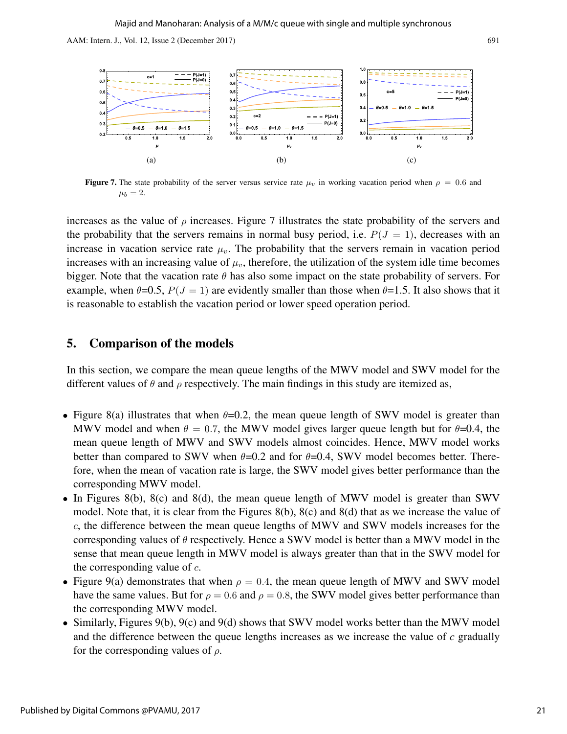**Figure 7.** The state probability of the server versus service rate $\mu_v$ in working vacation period when $\rho = 0.6$ and $\mu_b = 2$.

increases as the value of $\rho$ increases. Figure 7 illustrates the state probability of the servers and the probability that the servers remains in normal busy period, i.e. $P(J = 1)$, decreases with an increase in vacation service rate $\mu_v$. The probability that the servers remain in vacation period increases with an increasing value of $\mu_v$, therefore, the utilization of the system idle time becomes bigger. Note that the vacation rate $\theta$ has also some impact on the state probability of servers. For example, when $\theta$=0.5, $P(J = 1)$ are evidently smaller than those when $\theta$=1.5. It also shows that it is reasonable to establish the vacation period or lower speed operation period.

## 5. Comparison of the models

In this section, we compare the mean queue lengths of the MWV model and SWV model for the different values of $\theta$ and $\rho$ respectively. The main findings in this study are itemized as,

- Figure 8(a) illustrates that when $\theta$=0.2, the mean queue length of SWV model is greater than MWV model and when $\theta = 0.7$, the MWV model gives larger queue length but for $\theta$=0.4, the mean queue length of MWV and SWV models almost coincides. Hence, MWV model works better than compared to SWV when $\theta$=0.2 and for $\theta$=0.4, SWV model becomes better. Therefore, when the mean of vacation rate is large, the SWV model gives better performance than the corresponding MWV model.
- In Figures 8(b), 8(c) and 8(d), the mean queue length of MWV model is greater than SWV model. Note that, it is clear from the Figures 8(b), 8(c) and 8(d) that as we increase the value of $c$, the difference between the mean queue lengths of MWV and SWV models increases for the corresponding values of $\theta$ respectively. Hence a SWV model is better than a MWV model in the sense that mean queue length in MWV model is always greater than that in the SWV model for the corresponding value of $c$.
- Figure 9(a) demonstrates that when $\rho = 0.4$, the mean queue length of MWV and SWV model have the same values. But for $\rho = 0.6$ and $\rho = 0.8$, the SWV model gives better performance than the corresponding MWV model.
- Similarly, Figures 9(b), 9(c) and 9(d) shows that SWV model works better than the MWV model and the difference between the queue lengths increases as we increase the value of $c$ gradually for the corresponding values of $\rho$.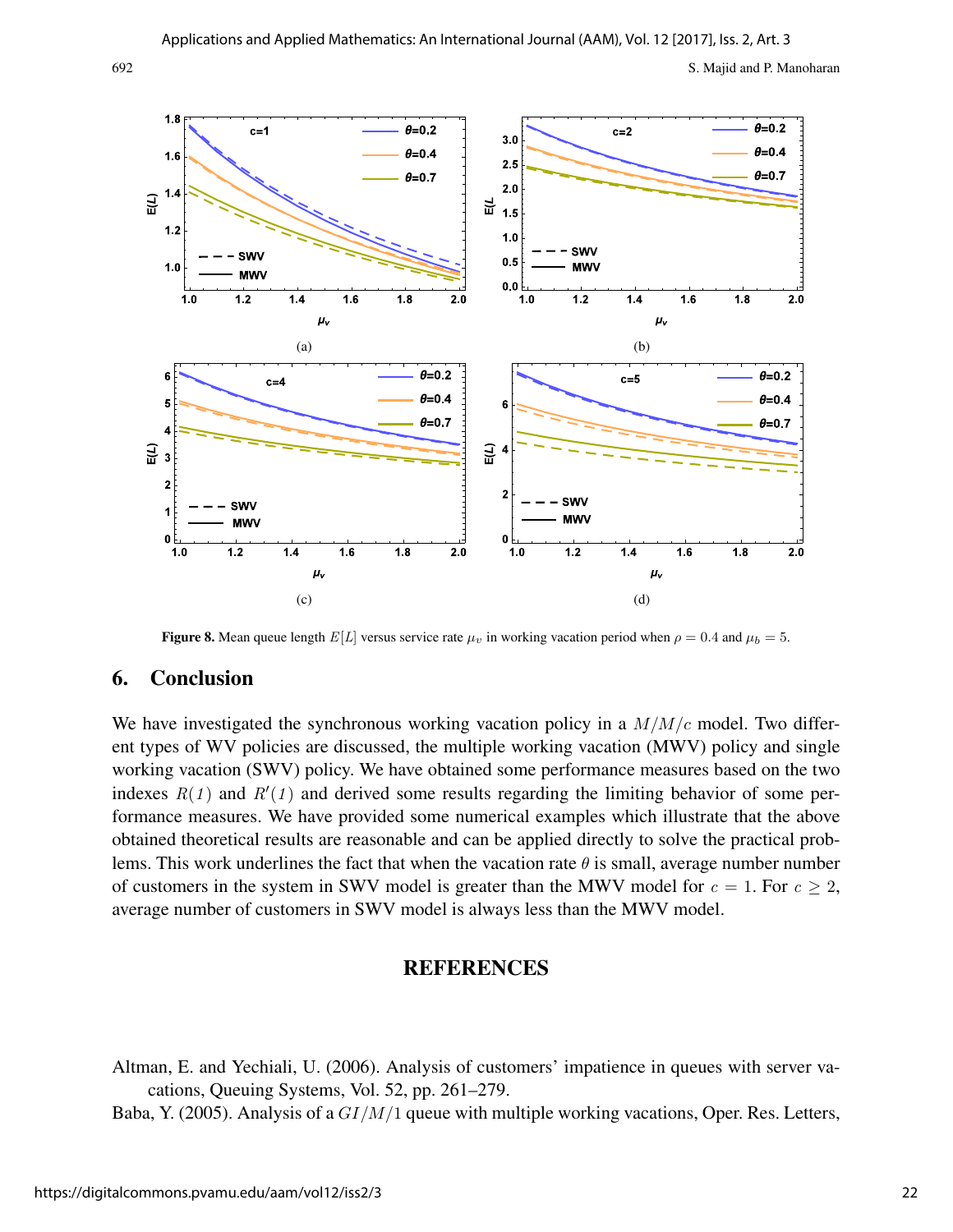(a)

(b)

(c)

(d)

**Figure 8.** Mean queue length $E[L]$ versus service rate $\mu_v$ in working vacation period when $\rho = 0.4$ and $\mu_b = 5$.

## 6. Conclusion

We have investigated the synchronous working vacation policy in a $M/M/c$ model. Two different types of WV policies are discussed, the multiple working vacation (MWV) policy and single working vacation (SWV) policy. We have obtained some performance measures based on the two indexes $R(1)$ and $R'(1)$ and derived some results regarding the limiting behavior of some performance measures. We have provided some numerical examples which illustrate that the above obtained theoretical results are reasonable and can be applied directly to solve the practical problems. This work underlines the fact that when the vacation rate $\theta$ is small, average number number of customers in the system in SWV model is greater than the MWV model for $c = 1$. For $c \geq 2$, average number of customers in SWV model is always less than the MWV model.

## REFERENCES

Altman, E. and Yechiali, U. (2006). Analysis of customers' impatience in queues with server vacations, Queuing Systems, Vol. 52, pp. 261–279.

Baba, Y. (2005). Analysis of a $GI/M/1$ queue with multiple working vacations, Oper. Res. Letters,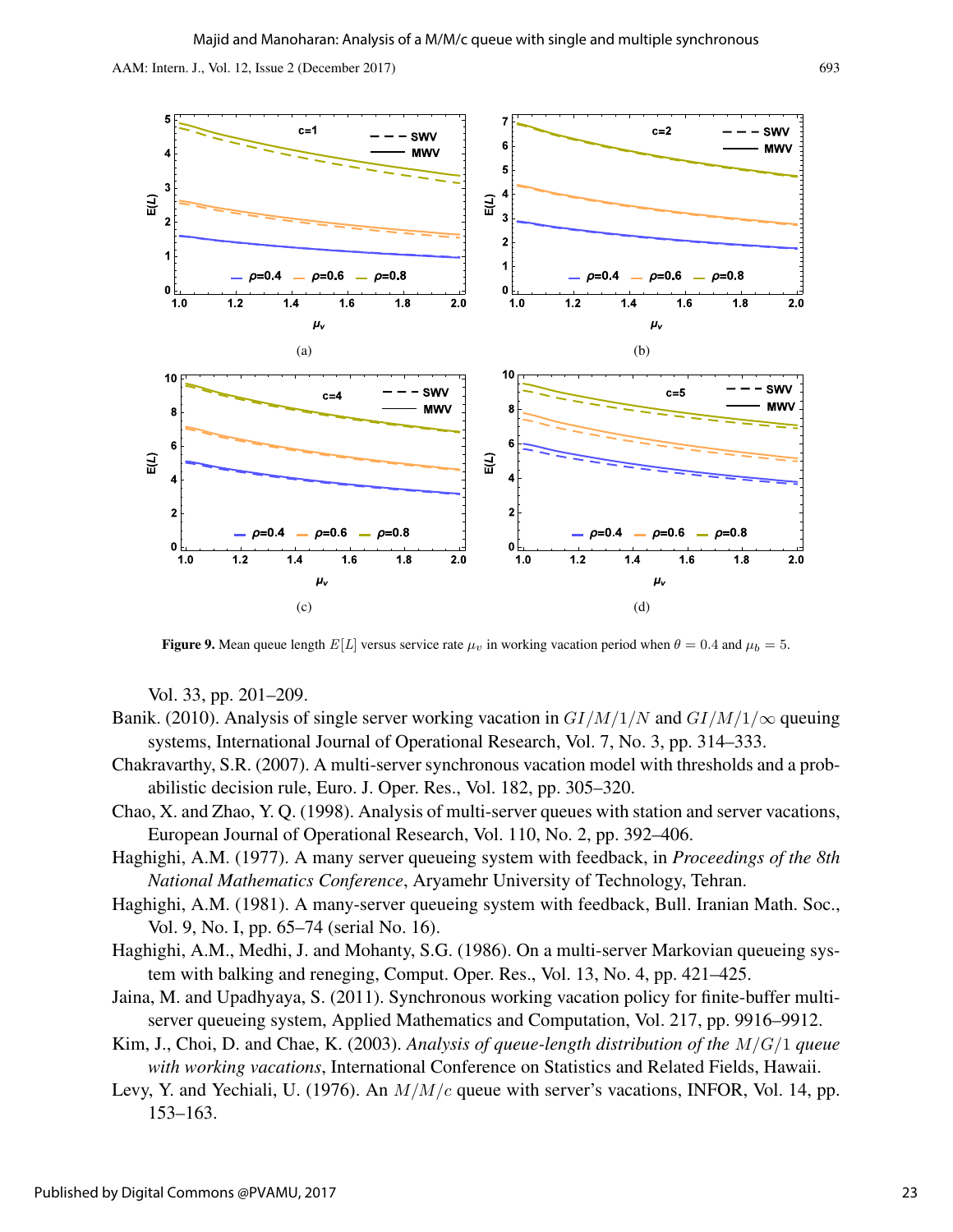(a)

(b)

(c)

(d)

**Figure 9.** Mean queue length $E[L]$ versus service rate $\mu_v$ in working vacation period when $\theta = 0.4$ and $\mu_b = 5$.

Vol. 33, pp. 201–209.

Banik. (2010). Analysis of single server working vacation in $GI/M/1/N$ and $GI/M/1/\infty$ queuing systems, International Journal of Operational Research, Vol. 7, No. 3, pp. 314–333.

Chakravarthy, S.R. (2007). A multi-server synchronous vacation model with thresholds and a probabilistic decision rule, Euro. J. Oper. Res., Vol. 182, pp. 305–320.

Chao, X. and Zhao, Y. Q. (1998). Analysis of multi-server queues with station and server vacations, European Journal of Operational Research, Vol. 110, No. 2, pp. 392–406.

Haghighi, A.M. (1977). A many server queueing system with feedback, in *Proceedings of the 8th National Mathematics Conference*, Aryamehr University of Technology, Tehran.

Haghighi, A.M. (1981). A many-server queueing system with feedback, Bull. Iranian Math. Soc., Vol. 9, No. I, pp. 65–74 (serial No. 16).

Haghighi, A.M., Medhi, J. and Mohanty, S.G. (1986). On a multi-server Markovian queueing system with balking and reneging, Comput. Oper. Res., Vol. 13, No. 4, pp. 421–425.

Jaina, M. and Upadhyaya, S. (2011). Synchronous working vacation policy for finite-buffer multiserver queueing system, Applied Mathematics and Computation, Vol. 217, pp. 9916–9912.

Kim, J., Choi, D. and Chae, K. (2003). *Analysis of queue-length distribution of the $M/G/1$ queue with working vacations*, International Conference on Statistics and Related Fields, Hawaii.

Levy, Y. and Yechiali, U. (1976). An $M/M/c$ queue with server's vacations, INFOR, Vol. 14, pp. 153–163.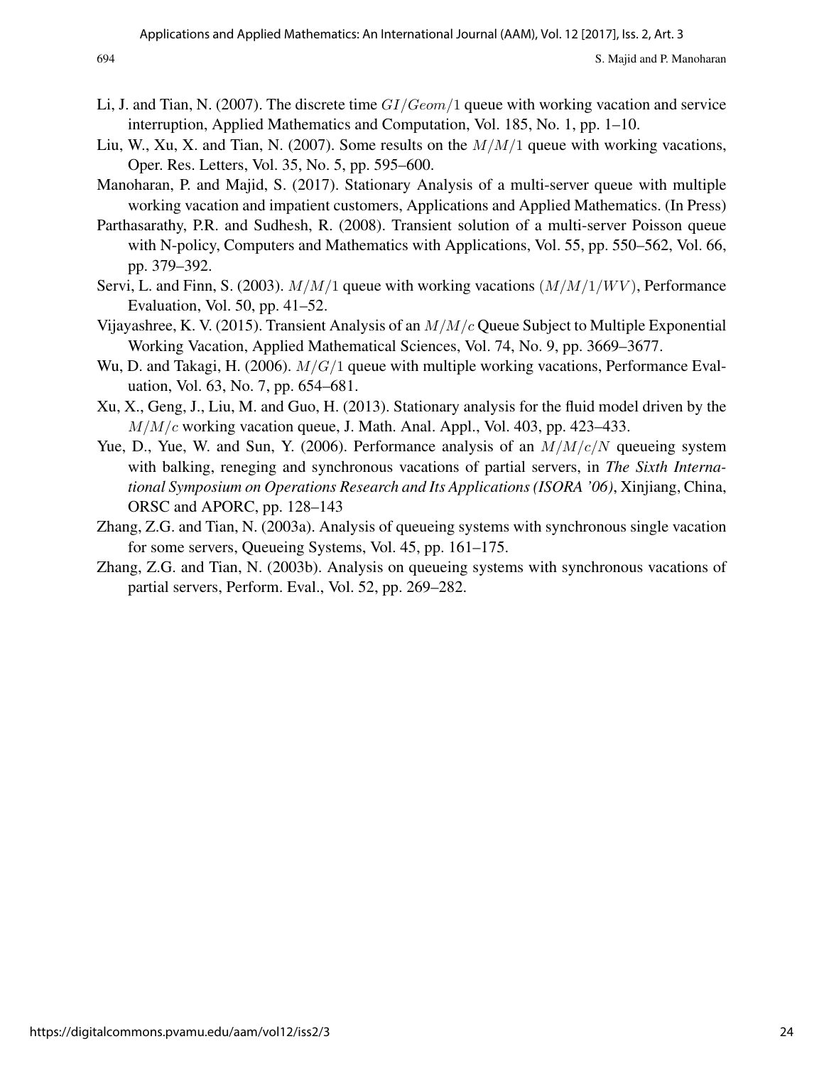Li, J. and Tian, N. (2007). The discrete time $GI/Geom/1$ queue with working vacation and service interruption, Applied Mathematics and Computation, Vol. 185, No. 1, pp. 1–10.

Liu, W., Xu, X. and Tian, N. (2007). Some results on the $M/M/1$ queue with working vacations, Oper. Res. Letters, Vol. 35, No. 5, pp. 595–600.

Manoharan, P. and Majid, S. (2017). Stationary Analysis of a multi-server queue with multiple working vacation and impatient customers, Applications and Applied Mathematics. (In Press)

Parthasarathy, P.R. and Sudhesh, R. (2008). Transient solution of a multi-server Poisson queue with N-policy, Computers and Mathematics with Applications, Vol. 55, pp. 550–562, Vol. 66, pp. 379–392.

Servi, L. and Finn, S. (2003). $M/M/1$ queue with working vacations ($M/M/1/WV$), Performance Evaluation, Vol. 50, pp. 41–52.

Vijayashree, K. V. (2015). Transient Analysis of an $M/M/c$ Queue Subject to Multiple Exponential Working Vacation, Applied Mathematical Sciences, Vol. 74, No. 9, pp. 3669–3677.

Wu, D. and Takagi, H. (2006). $M/G/1$ queue with multiple working vacations, Performance Evaluation, Vol. 63, No. 7, pp. 654–681.

Xu, X., Geng, J., Liu, M. and Guo, H. (2013). Stationary analysis for the fluid model driven by the $M/M/c$ working vacation queue, J. Math. Anal. Appl., Vol. 403, pp. 423–433.

Yue, D., Yue, W. and Sun, Y. (2006). Performance analysis of an $M/M/c/N$ queueing system with balking, reneging and synchronous vacations of partial servers, in *The Sixth International Symposium on Operations Research and Its Applications (ISORA '06)*, Xinjiang, China, ORSC and APORC, pp. 128–143

Zhang, Z.G. and Tian, N. (2003a). Analysis of queueing systems with synchronous single vacation for some servers, Queueing Systems, Vol. 45, pp. 161–175.

Zhang, Z.G. and Tian, N. (2003b). Analysis on queueing systems with synchronous vacations of partial servers, Perform. Eval., Vol. 52, pp. 269–282.